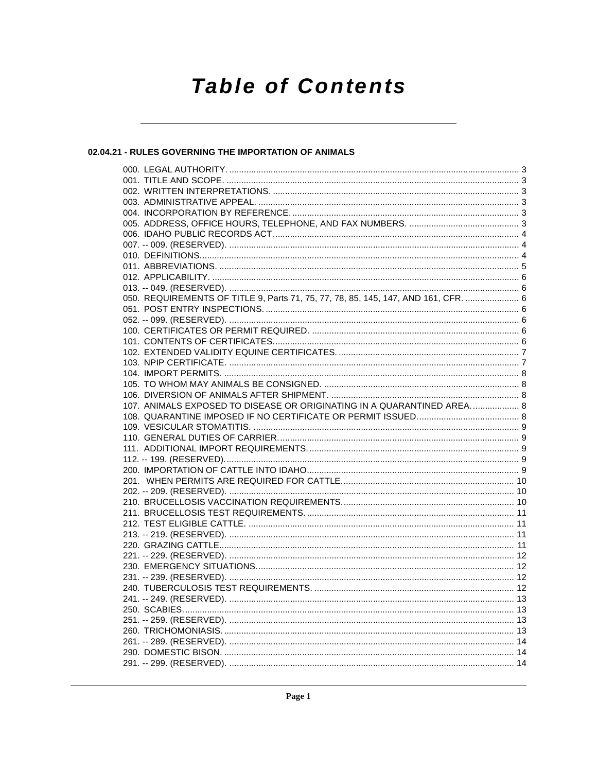# Table of Contents

## 02.04.21 - RULES GOVERNING THE IMPORTATION OF ANIMALS

000. LEGAL AUTHORITY. ........ 3
001. TITLE AND SCOPE. ........ 3
002. WRITTEN INTERPRETATIONS. ........ 3
003. ADMINISTRATIVE APPEAL. ........ 3
004. INCORPORATION BY REFERENCE. ........ 3
005. ADDRESS, OFFICE HOURS, TELEPHONE, AND FAX NUMBERS. ........ 3
006. IDAHO PUBLIC RECORDS ACT. ........ 4
007. -- 009. (RESERVED). ........ 4
010. DEFINITIONS. ........ 4
011. ABBREVIATIONS. ........ 5
012. APPLICABILITY. ........ 6
013. -- 049. (RESERVED). ........ 6
050. REQUIREMENTS OF TITLE 9, Parts 71, 75, 77, 78, 85, 145, 147, AND 161, CFR. ........ 6
051. POST ENTRY INSPECTIONS. ........ 6
052. -- 099. (RESERVED). ........ 6
100. CERTIFICATES OR PERMIT REQUIRED. ........ 6
101. CONTENTS OF CERTIFICATES. ........ 6
102. EXTENDED VALIDITY EQUINE CERTIFICATES. ........ 7
103. NPIP CERTIFICATE. ........ 7
104. IMPORT PERMITS. ........ 8
105. TO WHOM MAY ANIMALS BE CONSIGNED. ........ 8
106. DIVERSION OF ANIMALS AFTER SHIPMENT. ........ 8
107. ANIMALS EXPOSED TO DISEASE OR ORIGINATING IN A QUARANTINED AREA. ........ 8
108. QUARANTINE IMPOSED IF NO CERTIFICATE OR PERMIT ISSUED. ........ 8
109. VESICULAR STOMATITIS. ........ 9
110. GENERAL DUTIES OF CARRIER. ........ 9
111. ADDITIONAL IMPORT REQUIREMENTS. ........ 9
112. -- 199. (RESERVED). ........ 9
200. IMPORTATION OF CATTLE INTO IDAHO ........ 9
201. WHEN PERMITS ARE REQUIRED FOR CATTLE. ........ 10
202. -- 209. (RESERVED). ........ 10
210. BRUCELLOSIS VACCINATION REQUIREMENTS. ........ 10
211. BRUCELLOSIS TEST REQUIREMENTS. ........ 11
212. TEST ELIGIBLE CATTLE. ........ 11
213. -- 219. (RESERVED). ........ 11
220. GRAZING CATTLE. ........ 11
221. -- 229. (RESERVED). ........ 12
230. EMERGENCY SITUATIONS. ........ 12
231. -- 239. (RESERVED). ........ 12
240. TUBERCULOSIS TEST REQUIREMENTS. ........ 12
241. -- 249. (RESERVED). ........ 13
250. SCABIES. ........ 13
251. -- 259. (RESERVED). ........ 13
260. TRICHOMONIASIS. ........ 13
261. -- 289. (RESERVED). ........ 14
290. DOMESTIC BISON. ........ 14
291. -- 299. (RESERVED). ........ 14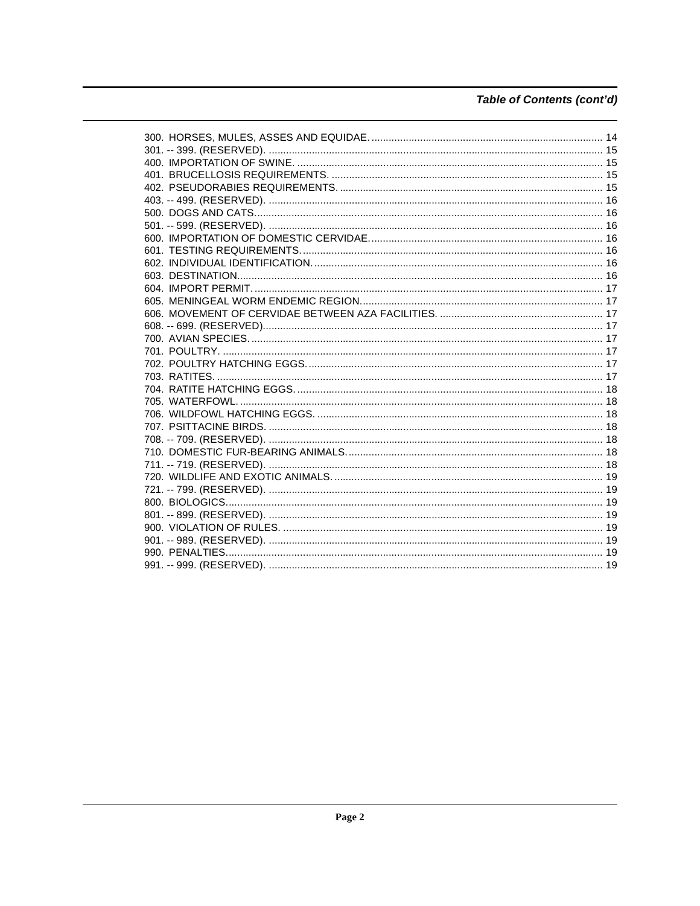## Table of Contents (cont'd)

300. HORSES, MULES, ASSES AND EQUIDAE. ....... 14
301. -- 399. (RESERVED). ....... 15
400. IMPORTATION OF SWINE. ....... 15
401. BRUCELLOSIS REQUIREMENTS. ....... 15
402. PSEUDORABIES REQUIREMENTS. ....... 15
403. -- 499. (RESERVED). ....... 16
500. DOGS AND CATS. ....... 16
501. -- 599. (RESERVED). ....... 16
600. IMPORTATION OF DOMESTIC CERVIDAE. ....... 16
601. TESTING REQUIREMENTS. ....... 16
602. INDIVIDUAL IDENTIFICATION. ....... 16
603. DESTINATION. ....... 16
604. IMPORT PERMIT. ....... 17
605. MENINGEAL WORM ENDEMIC REGION. ....... 17
606. MOVEMENT OF CERVIDAE BETWEEN AZA FACILITIES. ....... 17
608. -- 699. (RESERVED). ....... 17
700. AVIAN SPECIES. ....... 17
701. POULTRY. ....... 17
702. POULTRY HATCHING EGGS. ....... 17
703. RATITES. ....... 17
704. RATITE HATCHING EGGS. ....... 18
705. WATERFOWL. ....... 18
706. WILDFOWL HATCHING EGGS. ....... 18
707. PSITTACINE BIRDS. ....... 18
708. -- 709. (RESERVED). ....... 18
710. DOMESTIC FUR-BEARING ANIMALS. ....... 18
711. -- 719. (RESERVED). ....... 18
720. WILDLIFE AND EXOTIC ANIMALS. ....... 19
721. -- 799. (RESERVED). ....... 19
800. BIOLOGICS. ....... 19
801. -- 899. (RESERVED). ....... 19
900. VIOLATION OF RULES. ....... 19
901. -- 989. (RESERVED). ....... 19
990. PENALTIES. ....... 19
991. -- 999. (RESERVED). ....... 19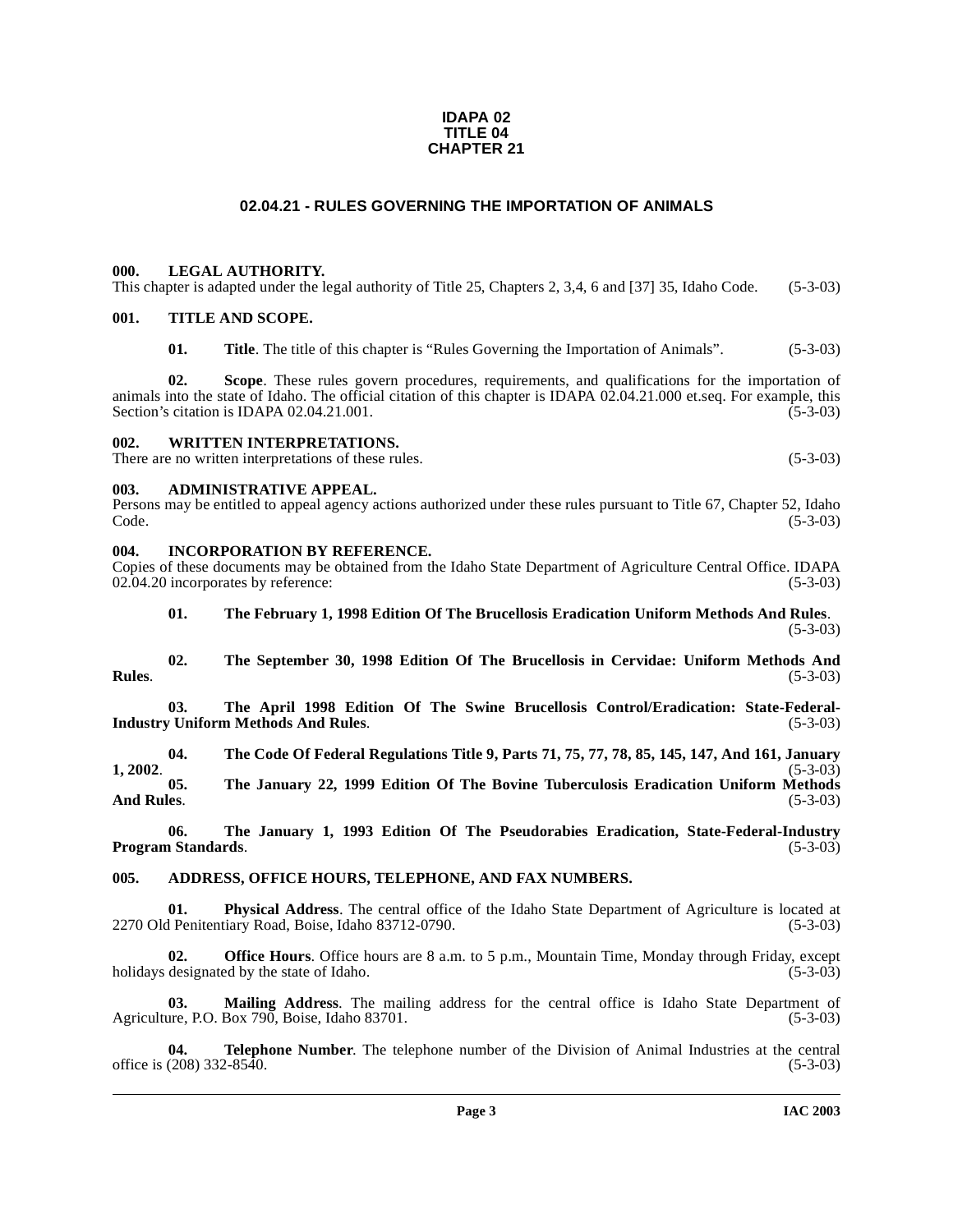**IDAPA 02**
**TITLE 04**
**CHAPTER 21**

# 02.04.21 - RULES GOVERNING THE IMPORTATION OF ANIMALS

### 000. LEGAL AUTHORITY.

This chapter is adapted under the legal authority of Title 25, Chapters 2, 3,4, 6 and [37] 35, Idaho Code. (5-3-03)

### 001. TITLE AND SCOPE.

**01. Title**. The title of this chapter is "Rules Governing the Importation of Animals". (5-3-03)

**02. Scope**. These rules govern procedures, requirements, and qualifications for the importation of animals into the state of Idaho. The official citation of this chapter is IDAPA 02.04.21.000 et.seq. For example, this Section's citation is IDAPA 02.04.21.001. (5-3-03)

### 002. WRITTEN INTERPRETATIONS.

There are no written interpretations of these rules. (5-3-03)

### 003. ADMINISTRATIVE APPEAL.

Persons may be entitled to appeal agency actions authorized under these rules pursuant to Title 67, Chapter 52, Idaho Code. (5-3-03)

### 004. INCORPORATION BY REFERENCE.

Copies of these documents may be obtained from the Idaho State Department of Agriculture Central Office. IDAPA 02.04.20 incorporates by reference: (5-3-03)

**01. The February 1, 1998 Edition Of The Brucellosis Eradication Uniform Methods And Rules**. (5-3-03)

**02. The September 30, 1998 Edition Of The Brucellosis in Cervidae: Uniform Methods And Rules**. (5-3-03)

**03. The April 1998 Edition Of The Swine Brucellosis Control/Eradication: State-Federal-Industry Uniform Methods And Rules**. (5-3-03)

**04. The Code Of Federal Regulations Title 9, Parts 71, 75, 77, 78, 85, 145, 147, And 161, January 1, 2002**. (5-3-03)

**05. The January 22, 1999 Edition Of The Bovine Tuberculosis Eradication Uniform Methods And Rules**. (5-3-03)

**06. The January 1, 1993 Edition Of The Pseudorabies Eradication, State-Federal-Industry Program Standards**. (5-3-03)

### 005. ADDRESS, OFFICE HOURS, TELEPHONE, AND FAX NUMBERS.

**01. Physical Address**. The central office of the Idaho State Department of Agriculture is located at 2270 Old Penitentiary Road, Boise, Idaho 83712-0790. (5-3-03)

**02. Office Hours**. Office hours are 8 a.m. to 5 p.m., Mountain Time, Monday through Friday, except holidays designated by the state of Idaho. (5-3-03)

**03. Mailing Address**. The mailing address for the central office is Idaho State Department of Agriculture, P.O. Box 790, Boise, Idaho 83701. (5-3-03)

**04. Telephone Number**. The telephone number of the Division of Animal Industries at the central office is (208) 332-8540. (5-3-03)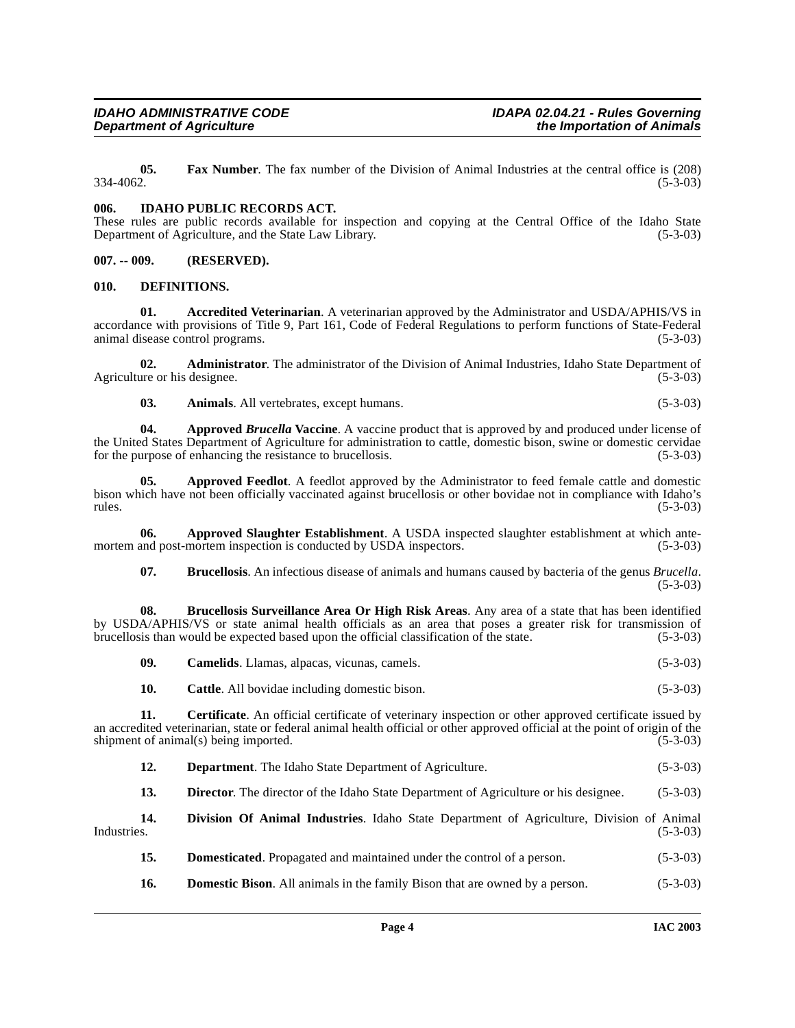**05. Fax Number**. The fax number of the Division of Animal Industries at the central office is (208) 334-4062. (5-3-03)

### 006. IDAHO PUBLIC RECORDS ACT.

These rules are public records available for inspection and copying at the Central Office of the Idaho State Department of Agriculture, and the State Law Library. (5-3-03)

### 007. -- 009. (RESERVED).

### 010. DEFINITIONS.

**01. Accredited Veterinarian**. A veterinarian approved by the Administrator and USDA/APHIS/VS in accordance with provisions of Title 9, Part 161, Code of Federal Regulations to perform functions of State-Federal animal disease control programs. (5-3-03)

**02. Administrator**. The administrator of the Division of Animal Industries, Idaho State Department of Agriculture or his designee. (5-3-03)

**03. Animals**. All vertebrates, except humans. (5-3-03)

**04. Approved *Brucella* Vaccine**. A vaccine product that is approved by and produced under license of the United States Department of Agriculture for administration to cattle, domestic bison, swine or domestic cervidae for the purpose of enhancing the resistance to brucellosis. (5-3-03)

**05. Approved Feedlot**. A feedlot approved by the Administrator to feed female cattle and domestic bison which have not been officially vaccinated against brucellosis or other bovidae not in compliance with Idaho's rules. (5-3-03)

**06. Approved Slaughter Establishment**. A USDA inspected slaughter establishment at which ante-mortem and post-mortem inspection is conducted by USDA inspectors. (5-3-03)

**07. Brucellosis**. An infectious disease of animals and humans caused by bacteria of the genus *Brucella*. (5-3-03)

**08. Brucellosis Surveillance Area Or High Risk Areas**. Any area of a state that has been identified by USDA/APHIS/VS or state animal health officials as an area that poses a greater risk for transmission of brucellosis than would be expected based upon the official classification of the state. (5-3-03)

**09. Camelids**. Llamas, alpacas, vicunas, camels. (5-3-03)

**10. Cattle**. All bovidae including domestic bison. (5-3-03)

**11. Certificate**. An official certificate of veterinary inspection or other approved certificate issued by an accredited veterinarian, state or federal animal health official or other approved official at the point of origin of the shipment of animal(s) being imported. (5-3-03)

**12. Department**. The Idaho State Department of Agriculture. (5-3-03)

**13. Director**. The director of the Idaho State Department of Agriculture or his designee. (5-3-03)

**14. Division Of Animal Industries**. Idaho State Department of Agriculture, Division of Animal Industries. (5-3-03)

**15. Domesticated**. Propagated and maintained under the control of a person. (5-3-03)

**16. Domestic Bison**. All animals in the family Bison that are owned by a person. (5-3-03)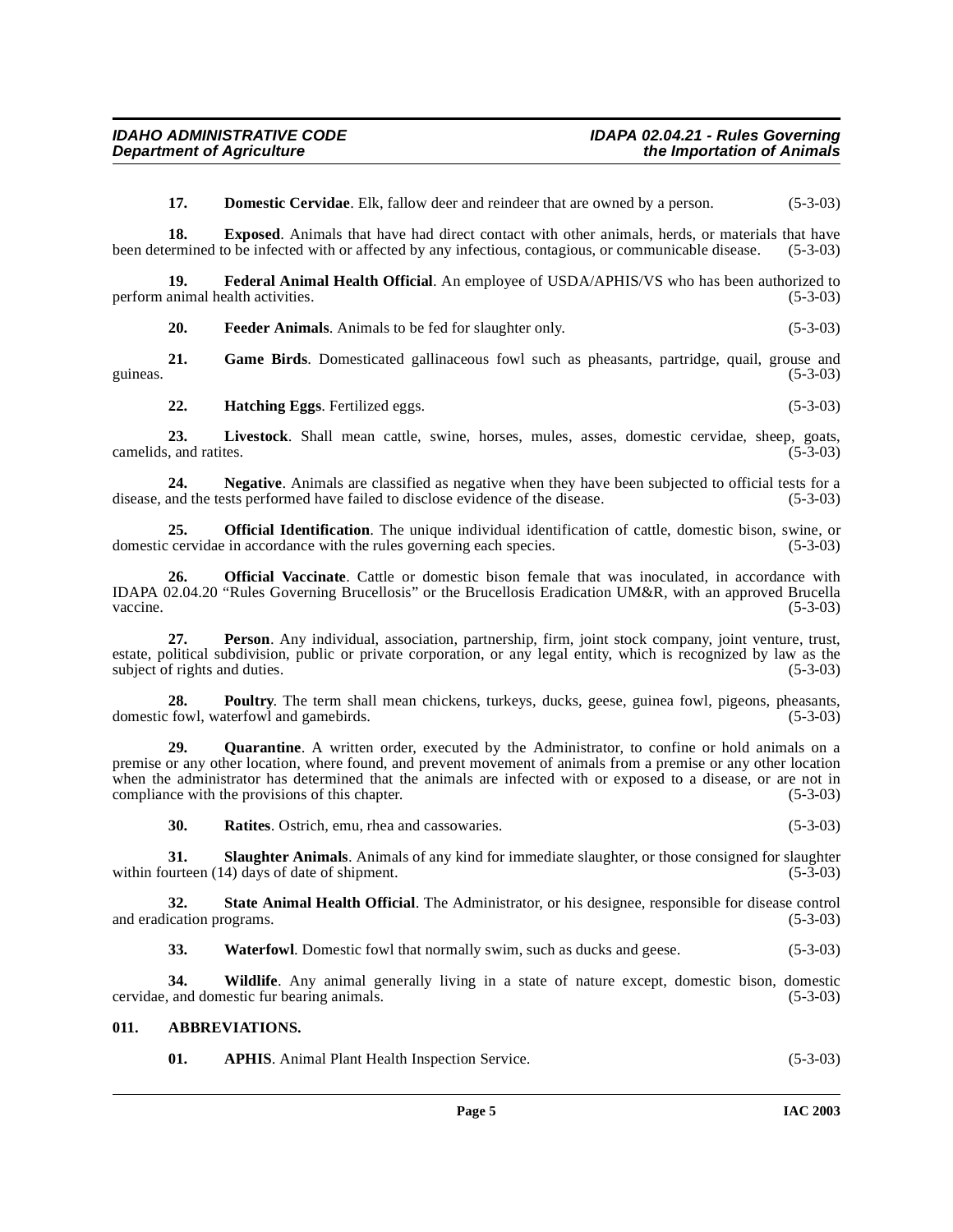**17. Domestic Cervidae**. Elk, fallow deer and reindeer that are owned by a person. (5-3-03)

**18. Exposed**. Animals that have had direct contact with other animals, herds, or materials that have been determined to be infected with or affected by any infectious, contagious, or communicable disease. (5-3-03)

**19. Federal Animal Health Official**. An employee of USDA/APHIS/VS who has been authorized to perform animal health activities. (5-3-03)

**20. Feeder Animals**. Animals to be fed for slaughter only. (5-3-03)

**21. Game Birds**. Domesticated gallinaceous fowl such as pheasants, partridge, quail, grouse and guineas. (5-3-03)

**22. Hatching Eggs**. Fertilized eggs. (5-3-03)

**23. Livestock**. Shall mean cattle, swine, horses, mules, asses, domestic cervidae, sheep, goats, camelids, and ratites. (5-3-03)

**24. Negative**. Animals are classified as negative when they have been subjected to official tests for a disease, and the tests performed have failed to disclose evidence of the disease. (5-3-03)

**25. Official Identification**. The unique individual identification of cattle, domestic bison, swine, or domestic cervidae in accordance with the rules governing each species. (5-3-03)

**26. Official Vaccinate**. Cattle or domestic bison female that was inoculated, in accordance with IDAPA 02.04.20 "Rules Governing Brucellosis" or the Brucellosis Eradication UM&R, with an approved Brucella vaccine. (5-3-03)

**27. Person**. Any individual, association, partnership, firm, joint stock company, joint venture, trust, estate, political subdivision, public or private corporation, or any legal entity, which is recognized by law as the subject of rights and duties. (5-3-03)

**28. Poultry**. The term shall mean chickens, turkeys, ducks, geese, guinea fowl, pigeons, pheasants, domestic fowl, waterfowl and gamebirds. (5-3-03)

**29. Quarantine**. A written order, executed by the Administrator, to confine or hold animals on a premise or any other location, where found, and prevent movement of animals from a premise or any other location when the administrator has determined that the animals are infected with or exposed to a disease, or are not in compliance with the provisions of this chapter. (5-3-03)

**30. Ratites**. Ostrich, emu, rhea and cassowaries. (5-3-03)

**31. Slaughter Animals**. Animals of any kind for immediate slaughter, or those consigned for slaughter within fourteen (14) days of date of shipment. (5-3-03)

**32. State Animal Health Official**. The Administrator, or his designee, responsible for disease control and eradication programs. (5-3-03)

**33. Waterfowl**. Domestic fowl that normally swim, such as ducks and geese. (5-3-03)

**34. Wildlife**. Any animal generally living in a state of nature except, domestic bison, domestic cervidae, and domestic fur bearing animals. (5-3-03)

## 011. ABBREVIATIONS.

**01. APHIS**. Animal Plant Health Inspection Service. (5-3-03)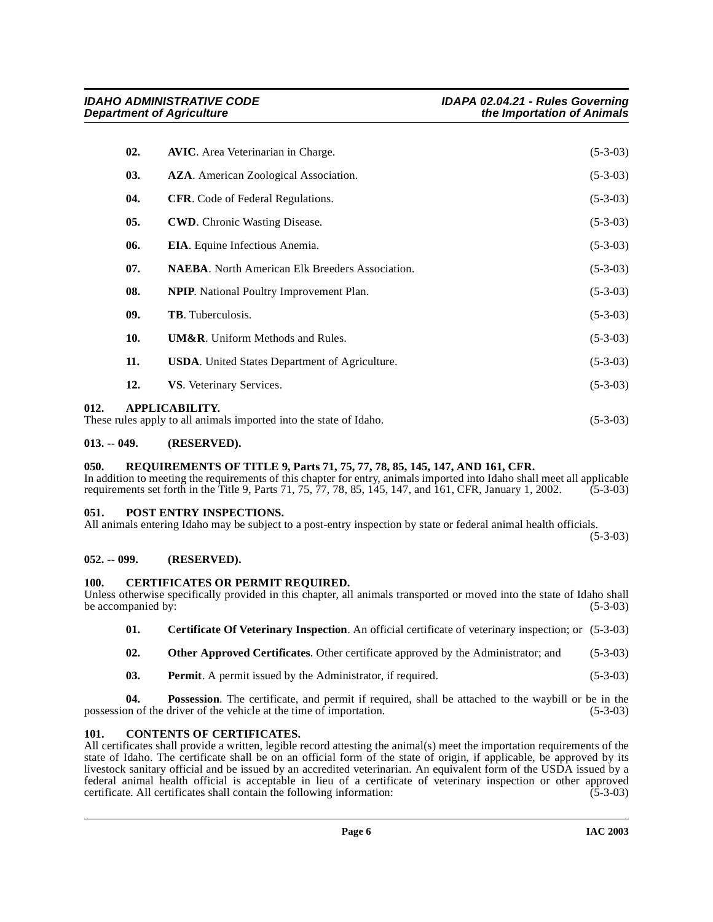**02.** **AVIC**. Area Veterinarian in Charge. (5-3-03)

**03.** **AZA**. American Zoological Association. (5-3-03)

**04.** **CFR**. Code of Federal Regulations. (5-3-03)

**05.** **CWD**. Chronic Wasting Disease. (5-3-03)

**06.** **EIA**. Equine Infectious Anemia. (5-3-03)

**07.** **NAEBA**. North American Elk Breeders Association. (5-3-03)

**08.** **NPIP**. National Poultry Improvement Plan. (5-3-03)

**09.** **TB**. Tuberculosis. (5-3-03)

**10.** **UM&R**. Uniform Methods and Rules. (5-3-03)

**11.** **USDA**. United States Department of Agriculture. (5-3-03)

**12.** **VS**. Veterinary Services. (5-3-03)

### 012. APPLICABILITY.

These rules apply to all animals imported into the state of Idaho. (5-3-03)

### 013. -- 049. (RESERVED).

### 050. REQUIREMENTS OF TITLE 9, Parts 71, 75, 77, 78, 85, 145, 147, AND 161, CFR.

In addition to meeting the requirements of this chapter for entry, animals imported into Idaho shall meet all applicable requirements set forth in the Title 9, Parts 71, 75, 77, 78, 85, 145, 147, and 161, CFR, January 1, 2002. (5-3-03)

### 051. POST ENTRY INSPECTIONS.

All animals entering Idaho may be subject to a post-entry inspection by state or federal animal health officials. (5-3-03)

### 052. -- 099. (RESERVED).

### 100. CERTIFICATES OR PERMIT REQUIRED.

Unless otherwise specifically provided in this chapter, all animals transported or moved into the state of Idaho shall be accompanied by: (5-3-03)

**01.** **Certificate Of Veterinary Inspection**. An official certificate of veterinary inspection; or (5-3-03)

**02.** **Other Approved Certificates**. Other certificate approved by the Administrator; and (5-3-03)

**03.** **Permit**. A permit issued by the Administrator, if required. (5-3-03)

**04.** **Possession**. The certificate, and permit if required, shall be attached to the waybill or be in the possession of the driver of the vehicle at the time of importation. (5-3-03)

### 101. CONTENTS OF CERTIFICATES.

All certificates shall provide a written, legible record attesting the animal(s) meet the importation requirements of the state of Idaho. The certificate shall be on an official form of the state of origin, if applicable, be approved by its livestock sanitary official and be issued by an accredited veterinarian. An equivalent form of the USDA issued by a federal animal health official is acceptable in lieu of a certificate of veterinary inspection or other approved certificate. All certificates shall contain the following information: (5-3-03)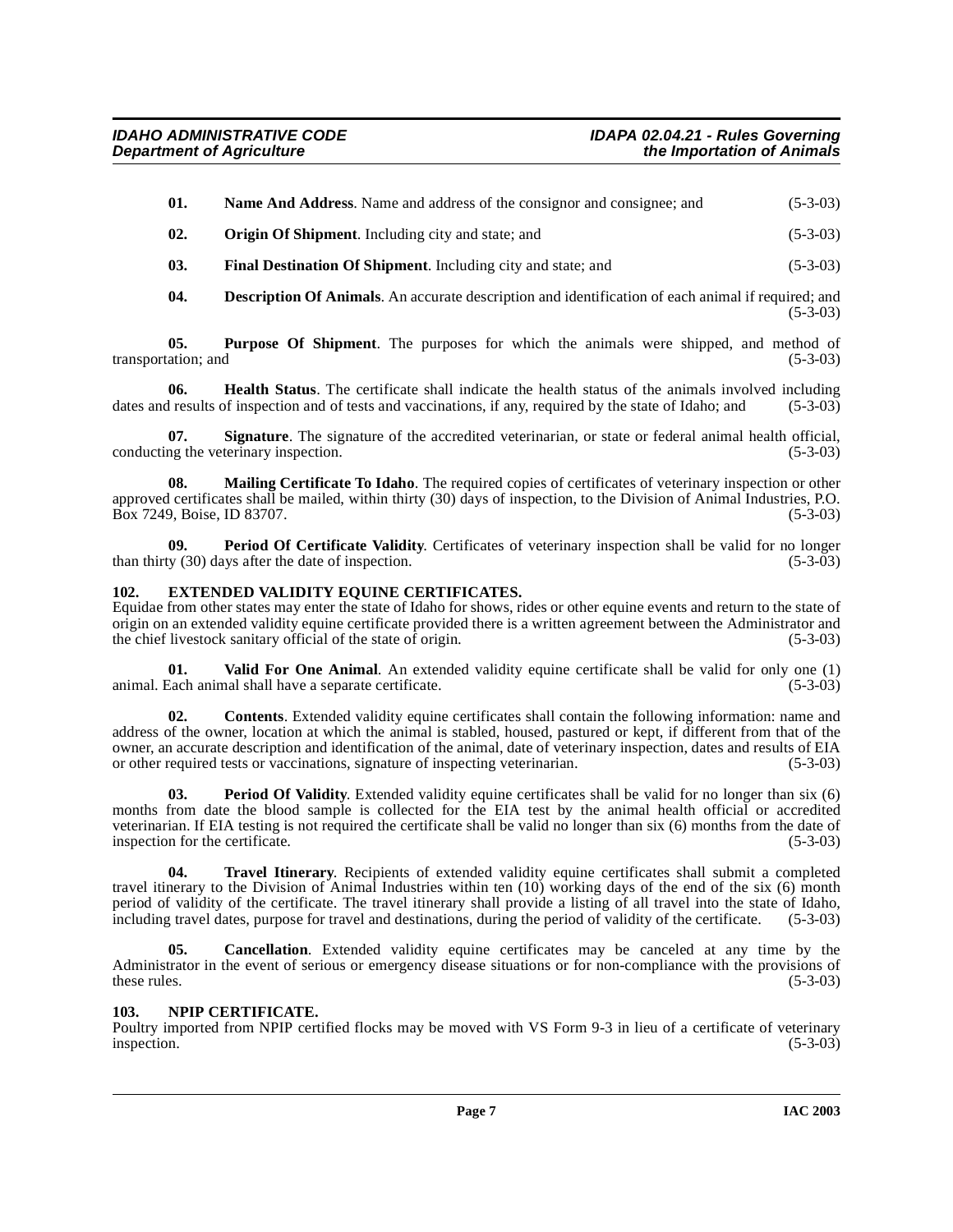**01. Name And Address**. Name and address of the consignor and consignee; and (5-3-03)

**02. Origin Of Shipment**. Including city and state; and (5-3-03)

**03. Final Destination Of Shipment**. Including city and state; and (5-3-03)

**04. Description Of Animals**. An accurate description and identification of each animal if required; and (5-3-03)

**05. Purpose Of Shipment**. The purposes for which the animals were shipped, and method of transportation; and (5-3-03)

**06. Health Status**. The certificate shall indicate the health status of the animals involved including dates and results of inspection and of tests and vaccinations, if any, required by the state of Idaho; and (5-3-03)

**07. Signature**. The signature of the accredited veterinarian, or state or federal animal health official, conducting the veterinary inspection. (5-3-03)

**08. Mailing Certificate To Idaho**. The required copies of certificates of veterinary inspection or other approved certificates shall be mailed, within thirty (30) days of inspection, to the Division of Animal Industries, P.O. Box 7249, Boise, ID 83707. (5-3-03)

**09. Period Of Certificate Validity**. Certificates of veterinary inspection shall be valid for no longer than thirty (30) days after the date of inspection. (5-3-03)

## 102. EXTENDED VALIDITY EQUINE CERTIFICATES.

Equidae from other states may enter the state of Idaho for shows, rides or other equine events and return to the state of origin on an extended validity equine certificate provided there is a written agreement between the Administrator and the chief livestock sanitary official of the state of origin. (5-3-03)

**01. Valid For One Animal**. An extended validity equine certificate shall be valid for only one (1) animal. Each animal shall have a separate certificate. (5-3-03)

**02. Contents**. Extended validity equine certificates shall contain the following information: name and address of the owner, location at which the animal is stabled, housed, pastured or kept, if different from that of the owner, an accurate description and identification of the animal, date of veterinary inspection, dates and results of EIA or other required tests or vaccinations, signature of inspecting veterinarian. (5-3-03)

**03. Period Of Validity**. Extended validity equine certificates shall be valid for no longer than six (6) months from date the blood sample is collected for the EIA test by the animal health official or accredited veterinarian. If EIA testing is not required the certificate shall be valid no longer than six (6) months from the date of inspection for the certificate. (5-3-03)

**04. Travel Itinerary**. Recipients of extended validity equine certificates shall submit a completed travel itinerary to the Division of Animal Industries within ten (10) working days of the end of the six (6) month period of validity of the certificate. The travel itinerary shall provide a listing of all travel into the state of Idaho, including travel dates, purpose for travel and destinations, during the period of validity of the certificate. (5-3-03)

**05. Cancellation**. Extended validity equine certificates may be canceled at any time by the Administrator in the event of serious or emergency disease situations or for non-compliance with the provisions of these rules. (5-3-03)

## 103. NPIP CERTIFICATE.

Poultry imported from NPIP certified flocks may be moved with VS Form 9-3 in lieu of a certificate of veterinary inspection. (5-3-03)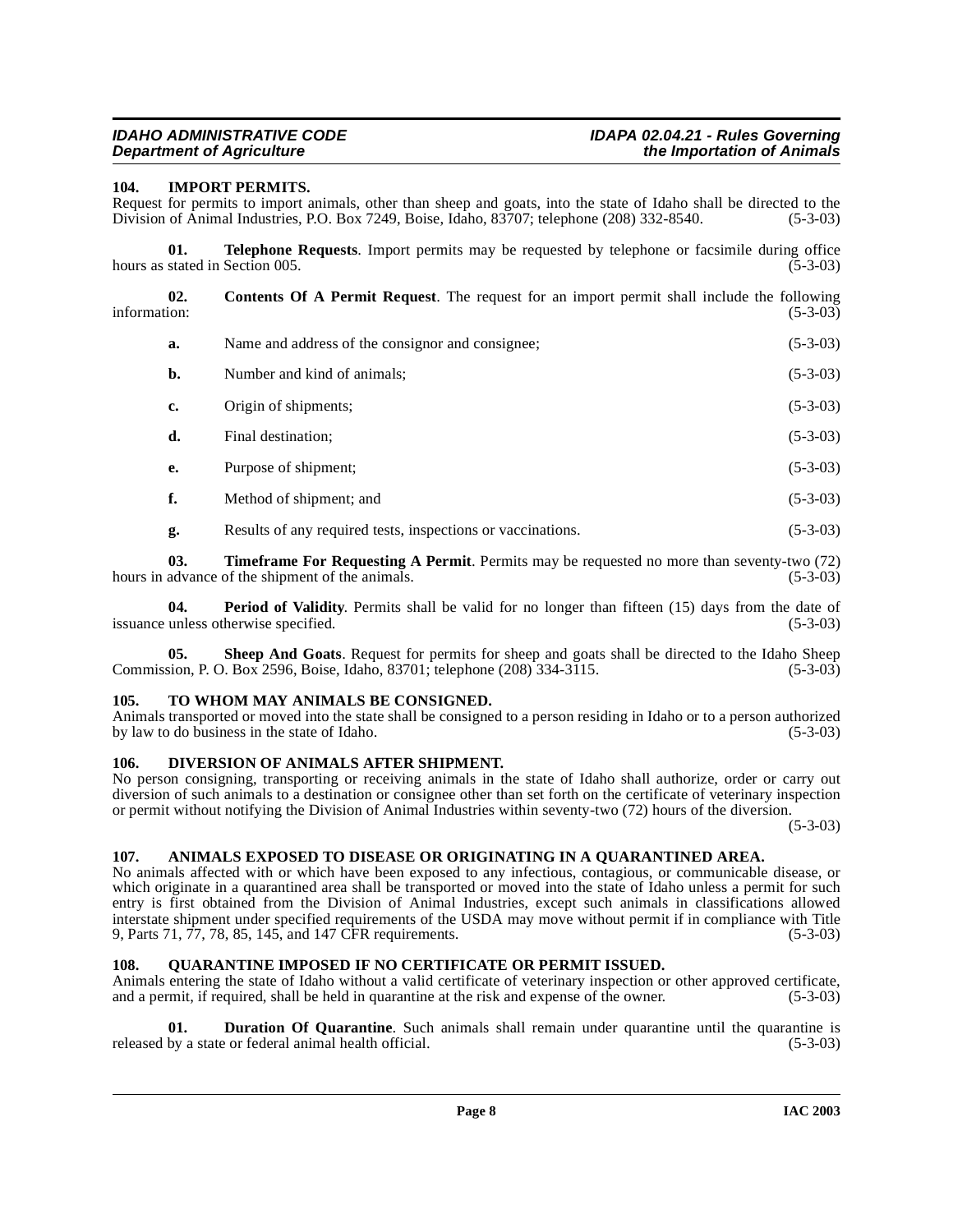### 104. IMPORT PERMITS.

Request for permits to import animals, other than sheep and goats, into the state of Idaho shall be directed to the Division of Animal Industries, P.O. Box 7249, Boise, Idaho, 83707; telephone (208) 332-8540. (5-3-03)

**01. Telephone Requests**. Import permits may be requested by telephone or facsimile during office hours as stated in Section 005. (5-3-03)

**02. Contents Of A Permit Request**. The request for an import permit shall include the following information: (5-3-03)

**a.** Name and address of the consignor and consignee; (5-3-03)

**b.** Number and kind of animals; (5-3-03)

**c.** Origin of shipments; (5-3-03)

**d.** Final destination; (5-3-03)

**e.** Purpose of shipment; (5-3-03)

**f.** Method of shipment; and (5-3-03)

**g.** Results of any required tests, inspections or vaccinations. (5-3-03)

**03. Timeframe For Requesting A Permit**. Permits may be requested no more than seventy-two (72) hours in advance of the shipment of the animals. (5-3-03)

**04. Period of Validity**. Permits shall be valid for no longer than fifteen (15) days from the date of issuance unless otherwise specified. (5-3-03)

**05. Sheep And Goats**. Request for permits for sheep and goats shall be directed to the Idaho Sheep Commission, P. O. Box 2596, Boise, Idaho, 83701; telephone (208) 334-3115. (5-3-03)

### 105. TO WHOM MAY ANIMALS BE CONSIGNED.

Animals transported or moved into the state shall be consigned to a person residing in Idaho or to a person authorized by law to do business in the state of Idaho. (5-3-03)

### 106. DIVERSION OF ANIMALS AFTER SHIPMENT.

No person consigning, transporting or receiving animals in the state of Idaho shall authorize, order or carry out diversion of such animals to a destination or consignee other than set forth on the certificate of veterinary inspection or permit without notifying the Division of Animal Industries within seventy-two (72) hours of the diversion. (5-3-03)

### 107. ANIMALS EXPOSED TO DISEASE OR ORIGINATING IN A QUARANTINED AREA.

No animals affected with or which have been exposed to any infectious, contagious, or communicable disease, or which originate in a quarantined area shall be transported or moved into the state of Idaho unless a permit for such entry is first obtained from the Division of Animal Industries, except such animals in classifications allowed interstate shipment under specified requirements of the USDA may move without permit if in compliance with Title 9, Parts 71, 77, 78, 85, 145, and 147 CFR requirements. (5-3-03)

### 108. QUARANTINE IMPOSED IF NO CERTIFICATE OR PERMIT ISSUED.

Animals entering the state of Idaho without a valid certificate of veterinary inspection or other approved certificate, and a permit, if required, shall be held in quarantine at the risk and expense of the owner. (5-3-03)

**01. Duration Of Quarantine**. Such animals shall remain under quarantine until the quarantine is released by a state or federal animal health official. (5-3-03)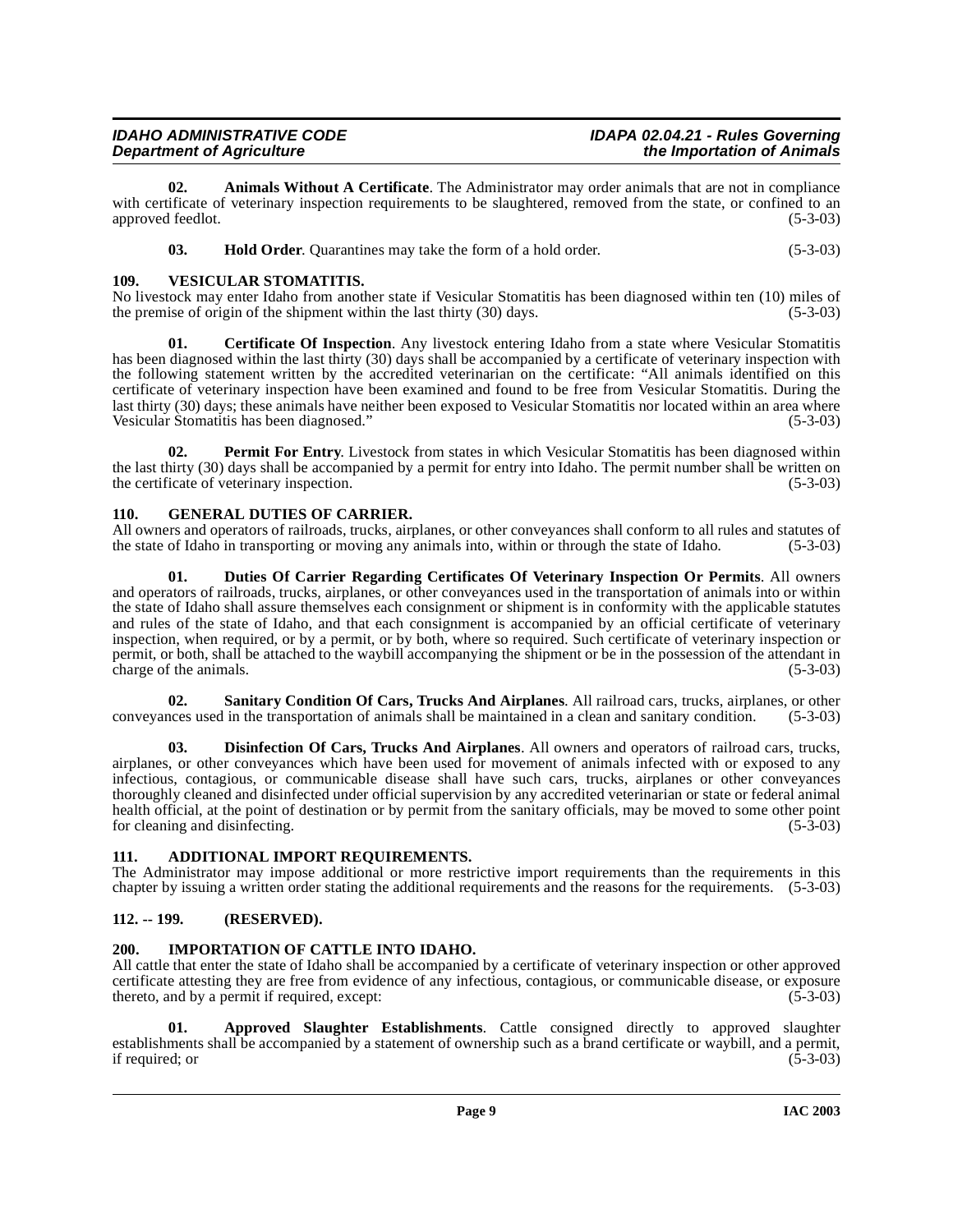**02. Animals Without A Certificate**. The Administrator may order animals that are not in compliance with certificate of veterinary inspection requirements to be slaughtered, removed from the state, or confined to an approved feedlot. (5-3-03)

**03. Hold Order**. Quarantines may take the form of a hold order. (5-3-03)

## 109. VESICULAR STOMATITIS.

No livestock may enter Idaho from another state if Vesicular Stomatitis has been diagnosed within ten (10) miles of the premise of origin of the shipment within the last thirty (30) days. (5-3-03)

**01. Certificate Of Inspection**. Any livestock entering Idaho from a state where Vesicular Stomatitis has been diagnosed within the last thirty (30) days shall be accompanied by a certificate of veterinary inspection with the following statement written by the accredited veterinarian on the certificate: "All animals identified on this certificate of veterinary inspection have been examined and found to be free from Vesicular Stomatitis. During the last thirty (30) days; these animals have neither been exposed to Vesicular Stomatitis nor located within an area where Vesicular Stomatitis has been diagnosed." (5-3-03)

**02. Permit For Entry**. Livestock from states in which Vesicular Stomatitis has been diagnosed within the last thirty (30) days shall be accompanied by a permit for entry into Idaho. The permit number shall be written on the certificate of veterinary inspection. (5-3-03)

## 110. GENERAL DUTIES OF CARRIER.

All owners and operators of railroads, trucks, airplanes, or other conveyances shall conform to all rules and statutes of the state of Idaho in transporting or moving any animals into, within or through the state of Idaho. (5-3-03)

**01. Duties Of Carrier Regarding Certificates Of Veterinary Inspection Or Permits**. All owners and operators of railroads, trucks, airplanes, or other conveyances used in the transportation of animals into or within the state of Idaho shall assure themselves each consignment or shipment is in conformity with the applicable statutes and rules of the state of Idaho, and that each consignment is accompanied by an official certificate of veterinary inspection, when required, or by a permit, or by both, where so required. Such certificate of veterinary inspection or permit, or both, shall be attached to the waybill accompanying the shipment or be in the possession of the attendant in charge of the animals. (5-3-03)

**02. Sanitary Condition Of Cars, Trucks And Airplanes**. All railroad cars, trucks, airplanes, or other conveyances used in the transportation of animals shall be maintained in a clean and sanitary condition. (5-3-03)

**03. Disinfection Of Cars, Trucks And Airplanes**. All owners and operators of railroad cars, trucks, airplanes, or other conveyances which have been used for movement of animals infected with or exposed to any infectious, contagious, or communicable disease shall have such cars, trucks, airplanes or other conveyances thoroughly cleaned and disinfected under official supervision by any accredited veterinarian or state or federal animal health official, at the point of destination or by permit from the sanitary officials, may be moved to some other point for cleaning and disinfecting. (5-3-03)

## 111. ADDITIONAL IMPORT REQUIREMENTS.

The Administrator may impose additional or more restrictive import requirements than the requirements in this chapter by issuing a written order stating the additional requirements and the reasons for the requirements. (5-3-03)

## 112. -- 199. (RESERVED).

## 200. IMPORTATION OF CATTLE INTO IDAHO.

All cattle that enter the state of Idaho shall be accompanied by a certificate of veterinary inspection or other approved certificate attesting they are free from evidence of any infectious, contagious, or communicable disease, or exposure thereto, and by a permit if required, except: (5-3-03)

**01. Approved Slaughter Establishments**. Cattle consigned directly to approved slaughter establishments shall be accompanied by a statement of ownership such as a brand certificate or waybill, and a permit, if required; or (5-3-03)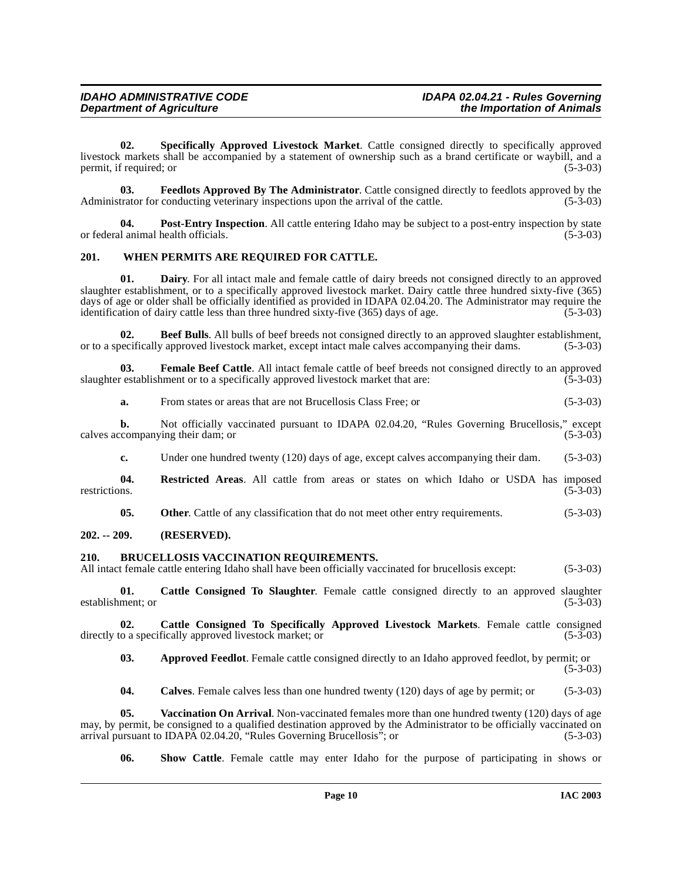**02. Specifically Approved Livestock Market**. Cattle consigned directly to specifically approved livestock markets shall be accompanied by a statement of ownership such as a brand certificate or waybill, and a permit, if required; or (5-3-03)

**03. Feedlots Approved By The Administrator**. Cattle consigned directly to feedlots approved by the Administrator for conducting veterinary inspections upon the arrival of the cattle. (5-3-03)

**04. Post-Entry Inspection**. All cattle entering Idaho may be subject to a post-entry inspection by state or federal animal health officials. (5-3-03)

## 201. WHEN PERMITS ARE REQUIRED FOR CATTLE.

**01. Dairy**. For all intact male and female cattle of dairy breeds not consigned directly to an approved slaughter establishment, or to a specifically approved livestock market. Dairy cattle three hundred sixty-five (365) days of age or older shall be officially identified as provided in IDAPA 02.04.20. The Administrator may require the identification of dairy cattle less than three hundred sixty-five (365) days of age. (5-3-03)

**02. Beef Bulls**. All bulls of beef breeds not consigned directly to an approved slaughter establishment, or to a specifically approved livestock market, except intact male calves accompanying their dams. (5-3-03)

**03. Female Beef Cattle**. All intact female cattle of beef breeds not consigned directly to an approved slaughter establishment or to a specifically approved livestock market that are: (5-3-03)

**a.** From states or areas that are not Brucellosis Class Free; or (5-3-03)

**b.** Not officially vaccinated pursuant to IDAPA 02.04.20, "Rules Governing Brucellosis," except calves accompanying their dam; or (5-3-03)

**c.** Under one hundred twenty (120) days of age, except calves accompanying their dam. (5-3-03)

**04. Restricted Areas**. All cattle from areas or states on which Idaho or USDA has imposed restrictions. (5-3-03)

**05. Other**. Cattle of any classification that do not meet other entry requirements. (5-3-03)

## 202. -- 209. (RESERVED).

## 210. BRUCELLOSIS VACCINATION REQUIREMENTS.

All intact female cattle entering Idaho shall have been officially vaccinated for brucellosis except: (5-3-03)

**01. Cattle Consigned To Slaughter**. Female cattle consigned directly to an approved slaughter establishment; or (5-3-03)

**02. Cattle Consigned To Specifically Approved Livestock Markets**. Female cattle consigned directly to a specifically approved livestock market; or (5-3-03)

**03. Approved Feedlot**. Female cattle consigned directly to an Idaho approved feedlot, by permit; or (5-3-03)

**04. Calves**. Female calves less than one hundred twenty (120) days of age by permit; or (5-3-03)

**05. Vaccination On Arrival**. Non-vaccinated females more than one hundred twenty (120) days of age may, by permit, be consigned to a qualified destination approved by the Administrator to be officially vaccinated on arrival pursuant to IDAPA 02.04.20, "Rules Governing Brucellosis"; or (5-3-03)

**06. Show Cattle**. Female cattle may enter Idaho for the purpose of participating in shows or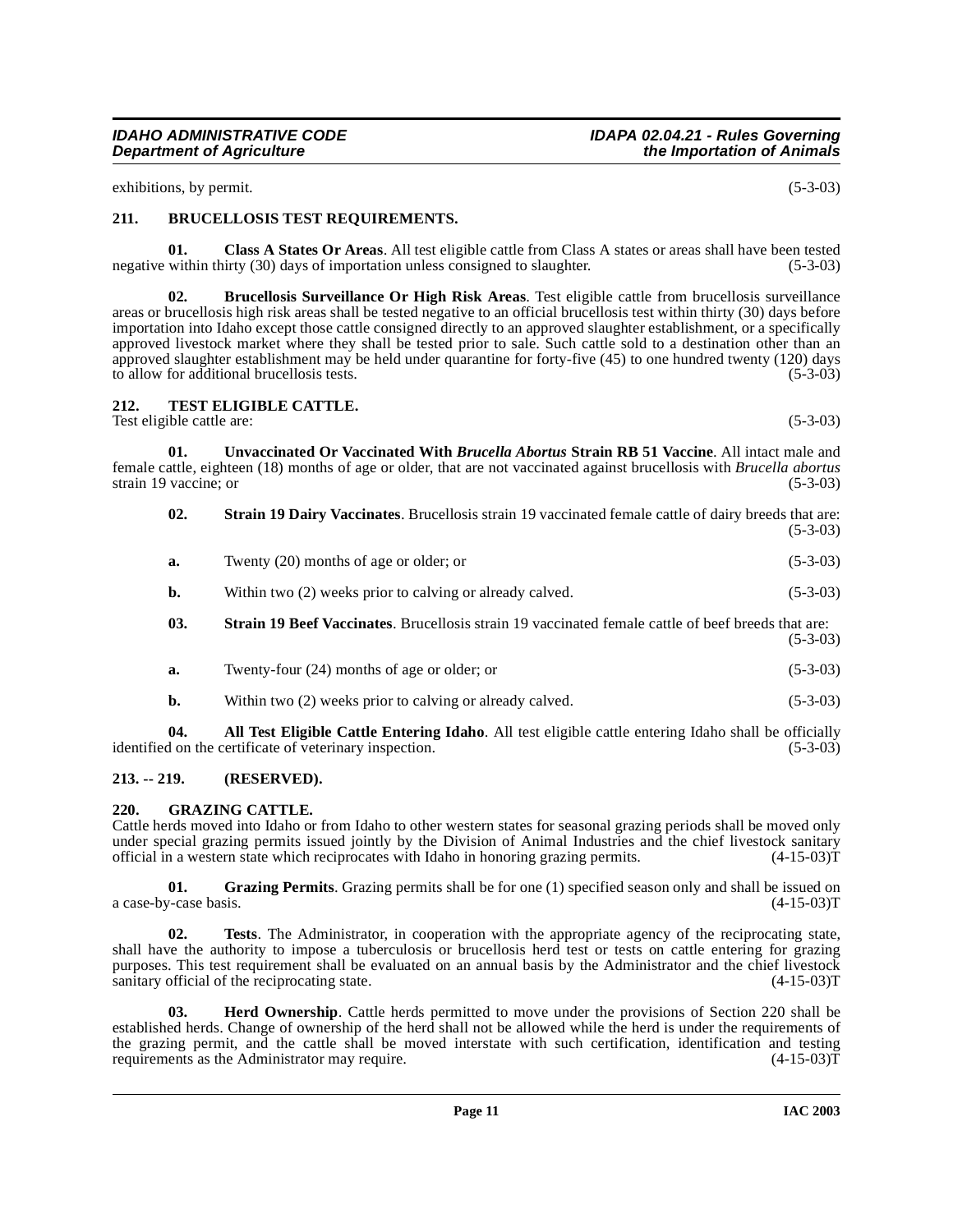exhibitions, by permit. (5-3-03)

## 211. BRUCELLOSIS TEST REQUIREMENTS.

**01. Class A States Or Areas**. All test eligible cattle from Class A states or areas shall have been tested negative within thirty (30) days of importation unless consigned to slaughter. (5-3-03)

**02. Brucellosis Surveillance Or High Risk Areas**. Test eligible cattle from brucellosis surveillance areas or brucellosis high risk areas shall be tested negative to an official brucellosis test within thirty (30) days before importation into Idaho except those cattle consigned directly to an approved slaughter establishment, or a specifically approved livestock market where they shall be tested prior to sale. Such cattle sold to a destination other than an approved slaughter establishment may be held under quarantine for forty-five (45) to one hundred twenty (120) days to allow for additional brucellosis tests. (5-3-03)

## 212. TEST ELIGIBLE CATTLE.

Test eligible cattle are: (5-3-03)

**01. Unvaccinated Or Vaccinated With *Brucella Abortus* Strain RB 51 Vaccine**. All intact male and female cattle, eighteen (18) months of age or older, that are not vaccinated against brucellosis with *Brucella abortus* strain 19 vaccine; or (5-3-03)

**02. Strain 19 Dairy Vaccinates**. Brucellosis strain 19 vaccinated female cattle of dairy breeds that are: (5-3-03)

**a.** Twenty (20) months of age or older; or (5-3-03)

**b.** Within two (2) weeks prior to calving or already calved. (5-3-03)

**03. Strain 19 Beef Vaccinates**. Brucellosis strain 19 vaccinated female cattle of beef breeds that are: (5-3-03)

**a.** Twenty-four (24) months of age or older; or (5-3-03)

**b.** Within two (2) weeks prior to calving or already calved. (5-3-03)

**04. All Test Eligible Cattle Entering Idaho**. All test eligible cattle entering Idaho shall be officially identified on the certificate of veterinary inspection. (5-3-03)

## 213. -- 219. (RESERVED).

## 220. GRAZING CATTLE.

Cattle herds moved into Idaho or from Idaho to other western states for seasonal grazing periods shall be moved only under special grazing permits issued jointly by the Division of Animal Industries and the chief livestock sanitary official in a western state which reciprocates with Idaho in honoring grazing permits. (4-15-03)T

**01. Grazing Permits**. Grazing permits shall be for one (1) specified season only and shall be issued on a case-by-case basis. (4-15-03)T

**02. Tests**. The Administrator, in cooperation with the appropriate agency of the reciprocating state, shall have the authority to impose a tuberculosis or brucellosis herd test or tests on cattle entering for grazing purposes. This test requirement shall be evaluated on an annual basis by the Administrator and the chief livestock sanitary official of the reciprocating state. (4-15-03)T

**03. Herd Ownership**. Cattle herds permitted to move under the provisions of Section 220 shall be established herds. Change of ownership of the herd shall not be allowed while the herd is under the requirements of the grazing permit, and the cattle shall be moved interstate with such certification, identification and testing requirements as the Administrator may require. (4-15-03)T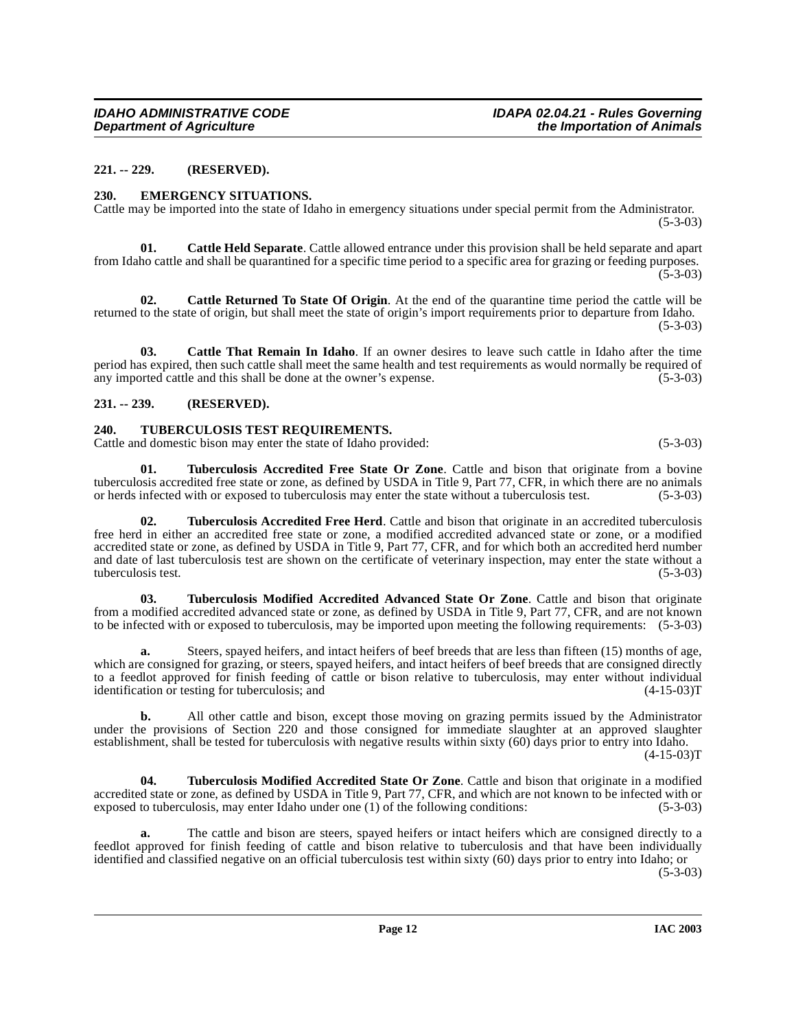### 221. -- 229. (RESERVED).

### 230. EMERGENCY SITUATIONS.

Cattle may be imported into the state of Idaho in emergency situations under special permit from the Administrator. (5-3-03)

**01. Cattle Held Separate**. Cattle allowed entrance under this provision shall be held separate and apart from Idaho cattle and shall be quarantined for a specific time period to a specific area for grazing or feeding purposes. (5-3-03)

**02. Cattle Returned To State Of Origin**. At the end of the quarantine time period the cattle will be returned to the state of origin, but shall meet the state of origin's import requirements prior to departure from Idaho. (5-3-03)

**03. Cattle That Remain In Idaho**. If an owner desires to leave such cattle in Idaho after the time period has expired, then such cattle shall meet the same health and test requirements as would normally be required of any imported cattle and this shall be done at the owner's expense. (5-3-03)

### 231. -- 239. (RESERVED).

### 240. TUBERCULOSIS TEST REQUIREMENTS.

Cattle and domestic bison may enter the state of Idaho provided: (5-3-03)

**01. Tuberculosis Accredited Free State Or Zone**. Cattle and bison that originate from a bovine tuberculosis accredited free state or zone, as defined by USDA in Title 9, Part 77, CFR, in which there are no animals or herds infected with or exposed to tuberculosis may enter the state without a tuberculosis test. (5-3-03)

**02. Tuberculosis Accredited Free Herd**. Cattle and bison that originate in an accredited tuberculosis free herd in either an accredited free state or zone, a modified accredited advanced state or zone, or a modified accredited state or zone, as defined by USDA in Title 9, Part 77, CFR, and for which both an accredited herd number and date of last tuberculosis test are shown on the certificate of veterinary inspection, may enter the state without a tuberculosis test. (5-3-03)

**03. Tuberculosis Modified Accredited Advanced State Or Zone**. Cattle and bison that originate from a modified accredited advanced state or zone, as defined by USDA in Title 9, Part 77, CFR, and are not known to be infected with or exposed to tuberculosis, may be imported upon meeting the following requirements: (5-3-03)

**a.** Steers, spayed heifers, and intact heifers of beef breeds that are less than fifteen (15) months of age, which are consigned for grazing, or steers, spayed heifers, and intact heifers of beef breeds that are consigned directly to a feedlot approved for finish feeding of cattle or bison relative to tuberculosis, may enter without individual identification or testing for tuberculosis; and (4-15-03)T

**b.** All other cattle and bison, except those moving on grazing permits issued by the Administrator under the provisions of Section 220 and those consigned for immediate slaughter at an approved slaughter establishment, shall be tested for tuberculosis with negative results within sixty (60) days prior to entry into Idaho. (4-15-03)T

**04. Tuberculosis Modified Accredited State Or Zone**. Cattle and bison that originate in a modified accredited state or zone, as defined by USDA in Title 9, Part 77, CFR, and which are not known to be infected with or exposed to tuberculosis, may enter Idaho under one (1) of the following conditions: (5-3-03)

**a.** The cattle and bison are steers, spayed heifers or intact heifers which are consigned directly to a feedlot approved for finish feeding of cattle and bison relative to tuberculosis and that have been individually identified and classified negative on an official tuberculosis test within sixty (60) days prior to entry into Idaho; or (5-3-03)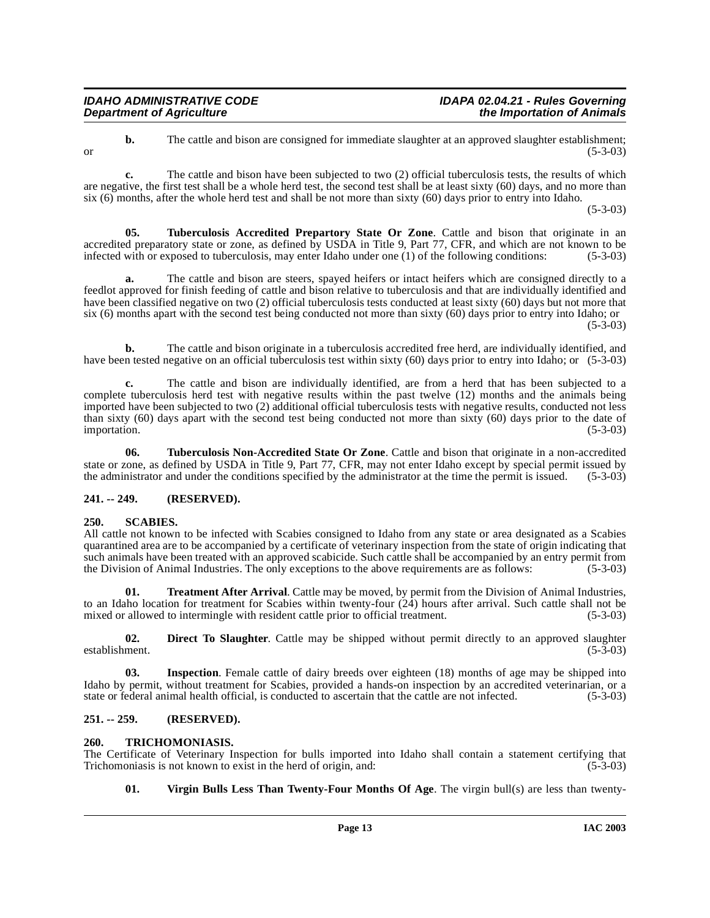**b.** The cattle and bison are consigned for immediate slaughter at an approved slaughter establishment; or (5-3-03)

**c.** The cattle and bison have been subjected to two (2) official tuberculosis tests, the results of which are negative, the first test shall be a whole herd test, the second test shall be at least sixty (60) days, and no more than six (6) months, after the whole herd test and shall be not more than sixty (60) days prior to entry into Idaho. (5-3-03)

**05. Tuberculosis Accredited Prepartory State Or Zone**. Cattle and bison that originate in an accredited preparatory state or zone, as defined by USDA in Title 9, Part 77, CFR, and which are not known to be infected with or exposed to tuberculosis, may enter Idaho under one (1) of the following conditions: (5-3-03)

**a.** The cattle and bison are steers, spayed heifers or intact heifers which are consigned directly to a feedlot approved for finish feeding of cattle and bison relative to tuberculosis and that are individually identified and have been classified negative on two (2) official tuberculosis tests conducted at least sixty (60) days but not more that six (6) months apart with the second test being conducted not more than sixty (60) days prior to entry into Idaho; or (5-3-03)

**b.** The cattle and bison originate in a tuberculosis accredited free herd, are individually identified, and have been tested negative on an official tuberculosis test within sixty (60) days prior to entry into Idaho; or (5-3-03)

**c.** The cattle and bison are individually identified, are from a herd that has been subjected to a complete tuberculosis herd test with negative results within the past twelve (12) months and the animals being imported have been subjected to two (2) additional official tuberculosis tests with negative results, conducted not less than sixty (60) days apart with the second test being conducted not more than sixty (60) days prior to the date of importation. (5-3-03)

**06. Tuberculosis Non-Accredited State Or Zone**. Cattle and bison that originate in a non-accredited state or zone, as defined by USDA in Title 9, Part 77, CFR, may not enter Idaho except by special permit issued by the administrator and under the conditions specified by the administrator at the time the permit is issued. (5-3-03)

## 241. -- 249. (RESERVED).

## 250. SCABIES.

All cattle not known to be infected with Scabies consigned to Idaho from any state or area designated as a Scabies quarantined area are to be accompanied by a certificate of veterinary inspection from the state of origin indicating that such animals have been treated with an approved scabicide. Such cattle shall be accompanied by an entry permit from the Division of Animal Industries. The only exceptions to the above requirements are as follows: (5-3-03)

**01. Treatment After Arrival**. Cattle may be moved, by permit from the Division of Animal Industries, to an Idaho location for treatment for Scabies within twenty-four (24) hours after arrival. Such cattle shall not be mixed or allowed to intermingle with resident cattle prior to official treatment. (5-3-03)

**02. Direct To Slaughter**. Cattle may be shipped without permit directly to an approved slaughter establishment. (5-3-03)

**03. Inspection**. Female cattle of dairy breeds over eighteen (18) months of age may be shipped into Idaho by permit, without treatment for Scabies, provided a hands-on inspection by an accredited veterinarian, or a state or federal animal health official, is conducted to ascertain that the cattle are not infected. (5-3-03)

## 251. -- 259. (RESERVED).

## 260. TRICHOMONIASIS.

The Certificate of Veterinary Inspection for bulls imported into Idaho shall contain a statement certifying that Trichomoniasis is not known to exist in the herd of origin, and: (5-3-03)

**01. Virgin Bulls Less Than Twenty-Four Months Of Age**. The virgin bull(s) are less than twenty-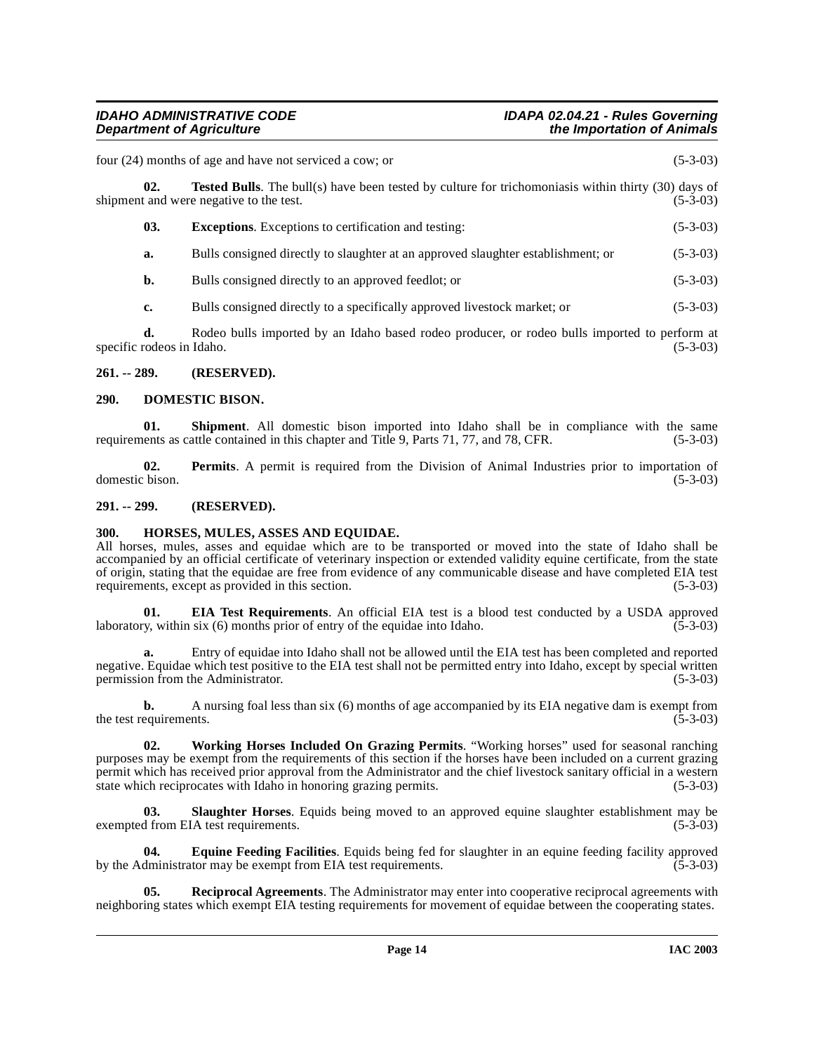four (24) months of age and have not serviced a cow; or (5-3-03)

**02. Tested Bulls**. The bull(s) have been tested by culture for trichomoniasis within thirty (30) days of shipment and were negative to the test. (5-3-03)

**03. Exceptions**. Exceptions to certification and testing: (5-3-03)

**a.** Bulls consigned directly to slaughter at an approved slaughter establishment; or (5-3-03)

**b.** Bulls consigned directly to an approved feedlot; or (5-3-03)

**c.** Bulls consigned directly to a specifically approved livestock market; or (5-3-03)

**d.** Rodeo bulls imported by an Idaho based rodeo producer, or rodeo bulls imported to perform at specific rodeos in Idaho. (5-3-03)

## 261. -- 289. (RESERVED).

## 290. DOMESTIC BISON.

**01. Shipment**. All domestic bison imported into Idaho shall be in compliance with the same requirements as cattle contained in this chapter and Title 9, Parts 71, 77, and 78, CFR. (5-3-03)

**02. Permits**. A permit is required from the Division of Animal Industries prior to importation of domestic bison. (5-3-03)

## 291. -- 299. (RESERVED).

## 300. HORSES, MULES, ASSES AND EQUIDAE.

All horses, mules, asses and equidae which are to be transported or moved into the state of Idaho shall be accompanied by an official certificate of veterinary inspection or extended validity equine certificate, from the state of origin, stating that the equidae are free from evidence of any communicable disease and have completed EIA test requirements, except as provided in this section. (5-3-03)

**01. EIA Test Requirements**. An official EIA test is a blood test conducted by a USDA approved laboratory, within six (6) months prior of entry of the equidae into Idaho. (5-3-03)

**a.** Entry of equidae into Idaho shall not be allowed until the EIA test has been completed and reported negative. Equidae which test positive to the EIA test shall not be permitted entry into Idaho, except by special written permission from the Administrator. (5-3-03)

**b.** A nursing foal less than six (6) months of age accompanied by its EIA negative dam is exempt from the test requirements. (5-3-03)

**02. Working Horses Included On Grazing Permits**. "Working horses" used for seasonal ranching purposes may be exempt from the requirements of this section if the horses have been included on a current grazing permit which has received prior approval from the Administrator and the chief livestock sanitary official in a western state which reciprocates with Idaho in honoring grazing permits. (5-3-03)

**03. Slaughter Horses**. Equids being moved to an approved equine slaughter establishment may be exempted from EIA test requirements. (5-3-03)

**04. Equine Feeding Facilities**. Equids being fed for slaughter in an equine feeding facility approved by the Administrator may be exempt from EIA test requirements. (5-3-03)

**05. Reciprocal Agreements**. The Administrator may enter into cooperative reciprocal agreements with neighboring states which exempt EIA testing requirements for movement of equidae between the cooperating states.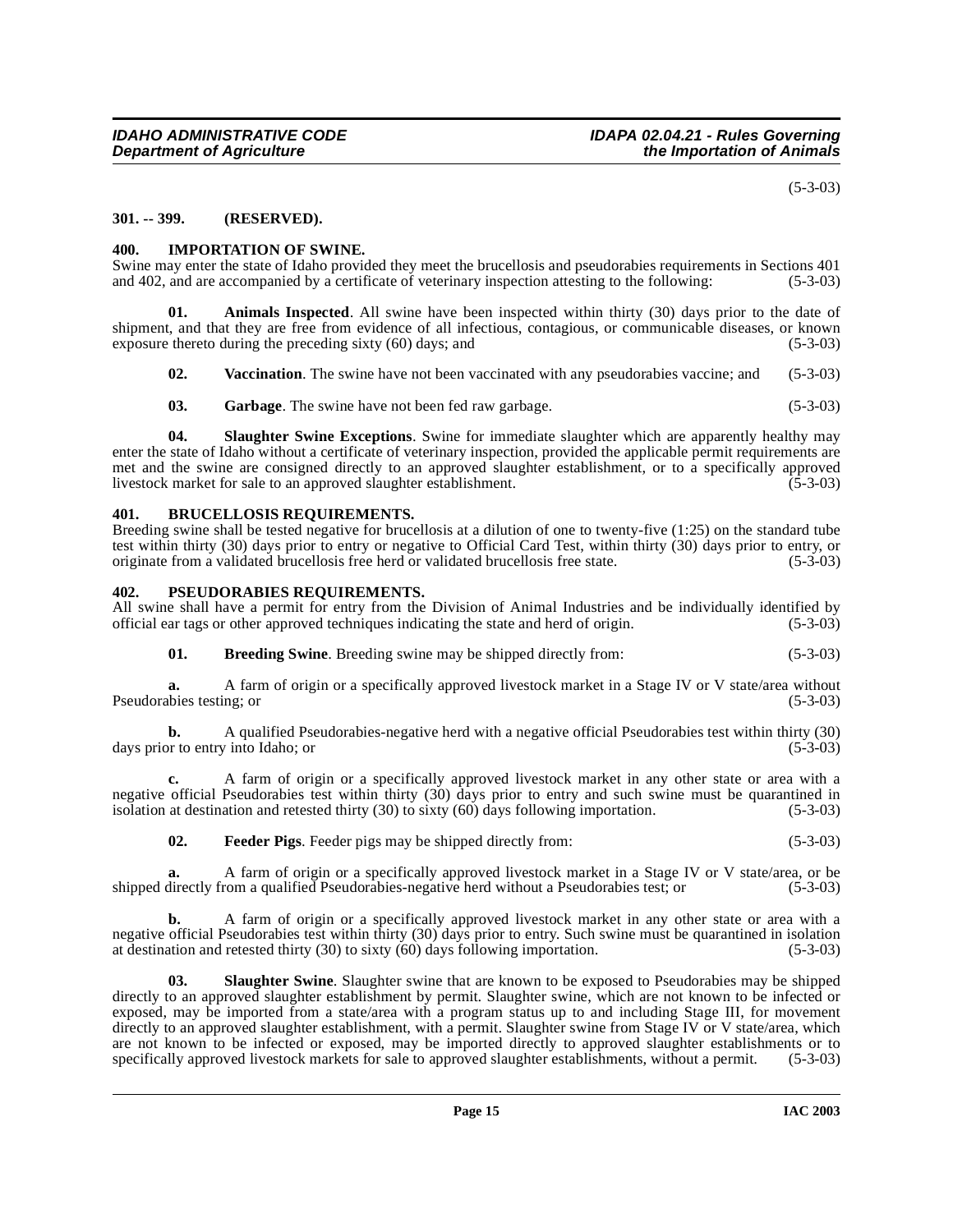(5-3-03)

### 301. -- 399. (RESERVED).

### 400. IMPORTATION OF SWINE.

Swine may enter the state of Idaho provided they meet the brucellosis and pseudorabies requirements in Sections 401 and 402, and are accompanied by a certificate of veterinary inspection attesting to the following: (5-3-03)

**01. Animals Inspected**. All swine have been inspected within thirty (30) days prior to the date of shipment, and that they are free from evidence of all infectious, contagious, or communicable diseases, or known exposure thereto during the preceding sixty (60) days; and (5-3-03)

**02. Vaccination**. The swine have not been vaccinated with any pseudorabies vaccine; and (5-3-03)

**03. Garbage**. The swine have not been fed raw garbage. (5-3-03)

**04. Slaughter Swine Exceptions**. Swine for immediate slaughter which are apparently healthy may enter the state of Idaho without a certificate of veterinary inspection, provided the applicable permit requirements are met and the swine are consigned directly to an approved slaughter establishment, or to a specifically approved livestock market for sale to an approved slaughter establishment. (5-3-03)

### 401. BRUCELLOSIS REQUIREMENTS.

Breeding swine shall be tested negative for brucellosis at a dilution of one to twenty-five (1:25) on the standard tube test within thirty (30) days prior to entry or negative to Official Card Test, within thirty (30) days prior to entry, or originate from a validated brucellosis free herd or validated brucellosis free state. (5-3-03)

### 402. PSEUDORABIES REQUIREMENTS.

All swine shall have a permit for entry from the Division of Animal Industries and be individually identified by official ear tags or other approved techniques indicating the state and herd of origin. (5-3-03)

**01. Breeding Swine**. Breeding swine may be shipped directly from: (5-3-03)

**a.** A farm of origin or a specifically approved livestock market in a Stage IV or V state/area without Pseudorabies testing; or (5-3-03)

**b.** A qualified Pseudorabies-negative herd with a negative official Pseudorabies test within thirty (30) days prior to entry into Idaho; or (5-3-03)

**c.** A farm of origin or a specifically approved livestock market in any other state or area with a negative official Pseudorabies test within thirty (30) days prior to entry and such swine must be quarantined in isolation at destination and retested thirty (30) to sixty (60) days following importation. (5-3-03)

**02. Feeder Pigs**. Feeder pigs may be shipped directly from: (5-3-03)

**a.** A farm of origin or a specifically approved livestock market in a Stage IV or V state/area, or be shipped directly from a qualified Pseudorabies-negative herd without a Pseudorabies test; or (5-3-03)

**b.** A farm of origin or a specifically approved livestock market in any other state or area with a negative official Pseudorabies test within thirty (30) days prior to entry. Such swine must be quarantined in isolation at destination and retested thirty (30) to sixty (60) days following importation. (5-3-03)

**03. Slaughter Swine**. Slaughter swine that are known to be exposed to Pseudorabies may be shipped directly to an approved slaughter establishment by permit. Slaughter swine, which are not known to be infected or exposed, may be imported from a state/area with a program status up to and including Stage III, for movement directly to an approved slaughter establishment, with a permit. Slaughter swine from Stage IV or V state/area, which are not known to be infected or exposed, may be imported directly to approved slaughter establishments or to specifically approved livestock markets for sale to approved slaughter establishments, without a permit. (5-3-03)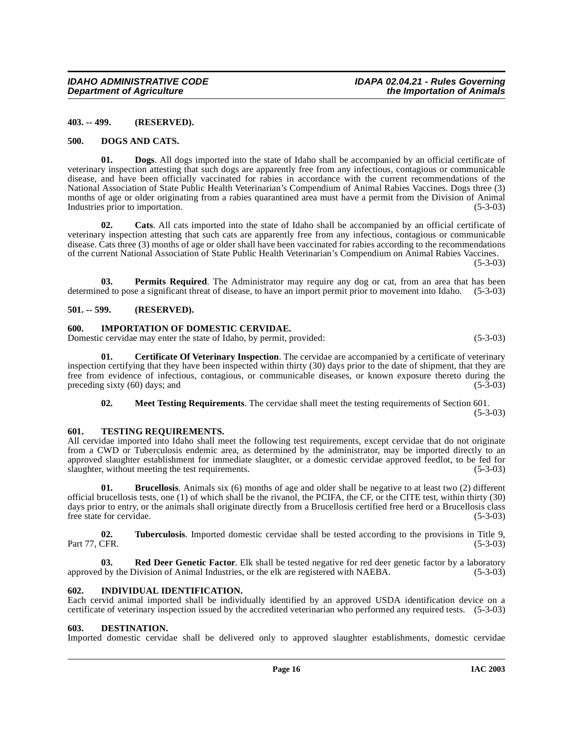**403. -- 499. (RESERVED).**

**500. DOGS AND CATS.**

**01. Dogs**. All dogs imported into the state of Idaho shall be accompanied by an official certificate of veterinary inspection attesting that such dogs are apparently free from any infectious, contagious or communicable disease, and have been officially vaccinated for rabies in accordance with the current recommendations of the National Association of State Public Health Veterinarian's Compendium of Animal Rabies Vaccines. Dogs three (3) months of age or older originating from a rabies quarantined area must have a permit from the Division of Animal Industries prior to importation. (5-3-03)

**02. Cats**. All cats imported into the state of Idaho shall be accompanied by an official certificate of veterinary inspection attesting that such cats are apparently free from any infectious, contagious or communicable disease. Cats three (3) months of age or older shall have been vaccinated for rabies according to the recommendations of the current National Association of State Public Health Veterinarian's Compendium on Animal Rabies Vaccines. (5-3-03)

**03. Permits Required**. The Administrator may require any dog or cat, from an area that has been determined to pose a significant threat of disease, to have an import permit prior to movement into Idaho. (5-3-03)

**501. -- 599. (RESERVED).**

**600. IMPORTATION OF DOMESTIC CERVIDAE.**

Domestic cervidae may enter the state of Idaho, by permit, provided: (5-3-03)

**01. Certificate Of Veterinary Inspection**. The cervidae are accompanied by a certificate of veterinary inspection certifying that they have been inspected within thirty (30) days prior to the date of shipment, that they are free from evidence of infectious, contagious, or communicable diseases, or known exposure thereto during the preceding sixty (60) days; and (5-3-03)

**02. Meet Testing Requirements**. The cervidae shall meet the testing requirements of Section 601. (5-3-03)

**601. TESTING REQUIREMENTS.**

All cervidae imported into Idaho shall meet the following test requirements, except cervidae that do not originate from a CWD or Tuberculosis endemic area, as determined by the administrator, may be imported directly to an approved slaughter establishment for immediate slaughter, or a domestic cervidae approved feedlot, to be fed for slaughter, without meeting the test requirements. (5-3-03)

**01. Brucellosis**. Animals six (6) months of age and older shall be negative to at least two (2) different official brucellosis tests, one (1) of which shall be the rivanol, the PCIFA, the CF, or the CITE test, within thirty (30) days prior to entry, or the animals shall originate directly from a Brucellosis certified free herd or a Brucellosis class free state for cervidae. (5-3-03)

**02. Tuberculosis**. Imported domestic cervidae shall be tested according to the provisions in Title 9, Part 77, CFR. (5-3-03)

**03. Red Deer Genetic Factor**. Elk shall be tested negative for red deer genetic factor by a laboratory approved by the Division of Animal Industries, or the elk are registered with NAEBA. (5-3-03)

**602. INDIVIDUAL IDENTIFICATION.**

Each cervid animal imported shall be individually identified by an approved USDA identification device on a certificate of veterinary inspection issued by the accredited veterinarian who performed any required tests. (5-3-03)

**603. DESTINATION.**

Imported domestic cervidae shall be delivered only to approved slaughter establishments, domestic cervidae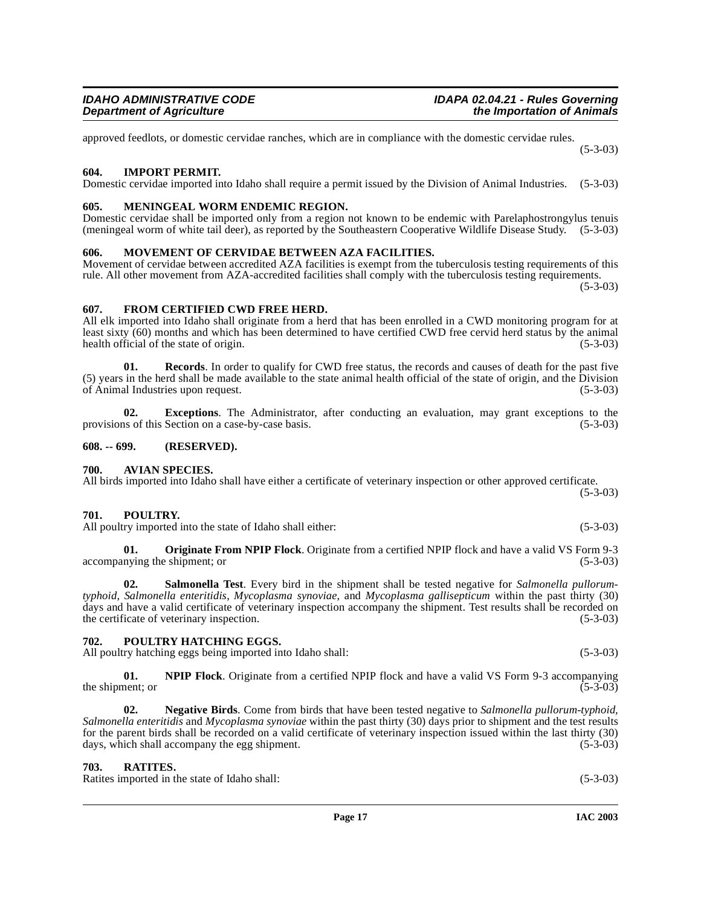approved feedlots, or domestic cervidae ranches, which are in compliance with the domestic cervidae rules. (5-3-03)

### 604. IMPORT PERMIT.

Domestic cervidae imported into Idaho shall require a permit issued by the Division of Animal Industries. (5-3-03)

### 605. MENINGEAL WORM ENDEMIC REGION.

Domestic cervidae shall be imported only from a region not known to be endemic with Parelaphostrongylus tenuis (meningeal worm of white tail deer), as reported by the Southeastern Cooperative Wildlife Disease Study. (5-3-03)

### 606. MOVEMENT OF CERVIDAE BETWEEN AZA FACILITIES.

Movement of cervidae between accredited AZA facilities is exempt from the tuberculosis testing requirements of this rule. All other movement from AZA-accredited facilities shall comply with the tuberculosis testing requirements. (5-3-03)

### 607. FROM CERTIFIED CWD FREE HERD.

All elk imported into Idaho shall originate from a herd that has been enrolled in a CWD monitoring program for at least sixty (60) months and which has been determined to have certified CWD free cervid herd status by the animal health official of the state of origin. (5-3-03)

**01. Records**. In order to qualify for CWD free status, the records and causes of death for the past five (5) years in the herd shall be made available to the state animal health official of the state of origin, and the Division of Animal Industries upon request. (5-3-03)

**02. Exceptions**. The Administrator, after conducting an evaluation, may grant exceptions to the provisions of this Section on a case-by-case basis. (5-3-03)

### 608. -- 699. (RESERVED).

### 700. AVIAN SPECIES.

All birds imported into Idaho shall have either a certificate of veterinary inspection or other approved certificate. (5-3-03)

### 701. POULTRY.

All poultry imported into the state of Idaho shall either: (5-3-03)

**01. Originate From NPIP Flock**. Originate from a certified NPIP flock and have a valid VS Form 9-3 accompanying the shipment; or (5-3-03)

**02. Salmonella Test**. Every bird in the shipment shall be tested negative for *Salmonella pullorum-typhoid*, *Salmonella enteritidis*, *Mycoplasma synoviae*, and *Mycoplasma gallisepticum* within the past thirty (30) days and have a valid certificate of veterinary inspection accompany the shipment. Test results shall be recorded on the certificate of veterinary inspection. (5-3-03)

### 702. POULTRY HATCHING EGGS.

All poultry hatching eggs being imported into Idaho shall: (5-3-03)

**01. NPIP Flock**. Originate from a certified NPIP flock and have a valid VS Form 9-3 accompanying the shipment; or (5-3-03)

**02. Negative Birds**. Come from birds that have been tested negative to *Salmonella pullorum-typhoid*, *Salmonella enteritidis* and *Mycoplasma synoviae* within the past thirty (30) days prior to shipment and the test results for the parent birds shall be recorded on a valid certificate of veterinary inspection issued within the last thirty (30) days, which shall accompany the egg shipment. (5-3-03)

### 703. RATITES.

Ratites imported in the state of Idaho shall: (5-3-03)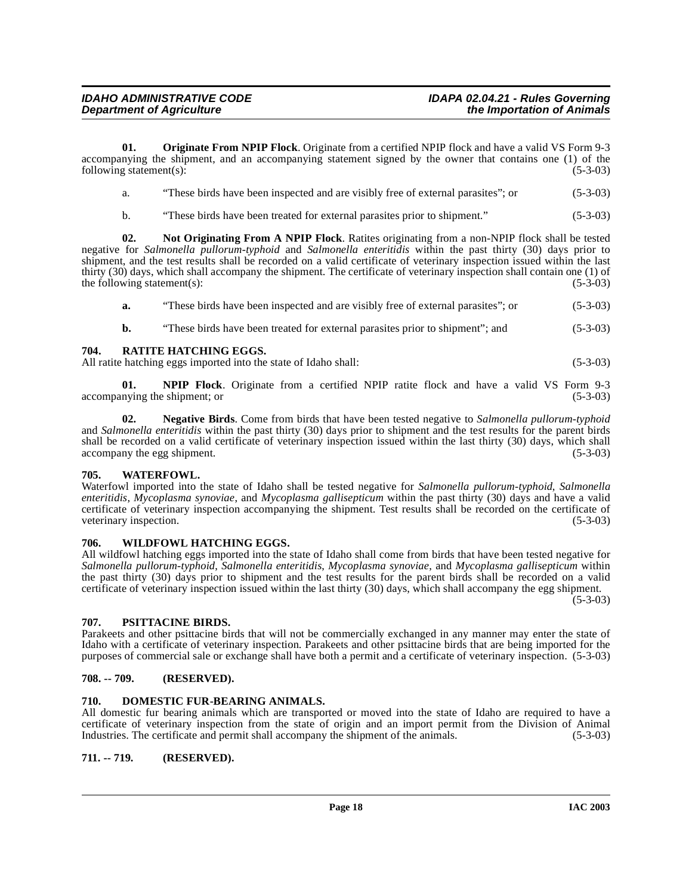**01. Originate From NPIP Flock**. Originate from a certified NPIP flock and have a valid VS Form 9-3 accompanying the shipment, and an accompanying statement signed by the owner that contains one (1) of the following statement(s): (5-3-03)

a. "These birds have been inspected and are visibly free of external parasites"; or (5-3-03)

b. "These birds have been treated for external parasites prior to shipment." (5-3-03)

**02. Not Originating From A NPIP Flock**. Ratites originating from a non-NPIP flock shall be tested negative for *Salmonella pullorum-typhoid* and *Salmonella enteritidis* within the past thirty (30) days prior to shipment, and the test results shall be recorded on a valid certificate of veterinary inspection issued within the last thirty (30) days, which shall accompany the shipment. The certificate of veterinary inspection shall contain one (1) of the following statement(s): (5-3-03)

**a.** "These birds have been inspected and are visibly free of external parasites"; or (5-3-03)

**b.** "These birds have been treated for external parasites prior to shipment"; and (5-3-03)

## 704. RATITE HATCHING EGGS.

All ratite hatching eggs imported into the state of Idaho shall: (5-3-03)

**01. NPIP Flock**. Originate from a certified NPIP ratite flock and have a valid VS Form 9-3 accompanying the shipment; or (5-3-03)

**02. Negative Birds**. Come from birds that have been tested negative to *Salmonella pullorum-typhoid* and *Salmonella enteritidis* within the past thirty (30) days prior to shipment and the test results for the parent birds shall be recorded on a valid certificate of veterinary inspection issued within the last thirty (30) days, which shall accompany the egg shipment. (5-3-03)

## 705. WATERFOWL.

Waterfowl imported into the state of Idaho shall be tested negative for *Salmonella pullorum-typhoid*, *Salmonella enteritidis*, *Mycoplasma synoviae*, and *Mycoplasma gallisepticum* within the past thirty (30) days and have a valid certificate of veterinary inspection accompanying the shipment. Test results shall be recorded on the certificate of veterinary inspection. (5-3-03)

## 706. WILDFOWL HATCHING EGGS.

All wildfowl hatching eggs imported into the state of Idaho shall come from birds that have been tested negative for *Salmonella pullorum-typhoid*, *Salmonella enteritidis*, *Mycoplasma synoviae*, and *Mycoplasma gallisepticum* within the past thirty (30) days prior to shipment and the test results for the parent birds shall be recorded on a valid certificate of veterinary inspection issued within the last thirty (30) days, which shall accompany the egg shipment. (5-3-03)

## 707. PSITTACINE BIRDS.

Parakeets and other psittacine birds that will not be commercially exchanged in any manner may enter the state of Idaho with a certificate of veterinary inspection. Parakeets and other psittacine birds that are being imported for the purposes of commercial sale or exchange shall have both a permit and a certificate of veterinary inspection. (5-3-03)

## 708. -- 709. (RESERVED).

## 710. DOMESTIC FUR-BEARING ANIMALS.

All domestic fur bearing animals which are transported or moved into the state of Idaho are required to have a certificate of veterinary inspection from the state of origin and an import permit from the Division of Animal Industries. The certificate and permit shall accompany the shipment of the animals. (5-3-03)

## 711. -- 719. (RESERVED).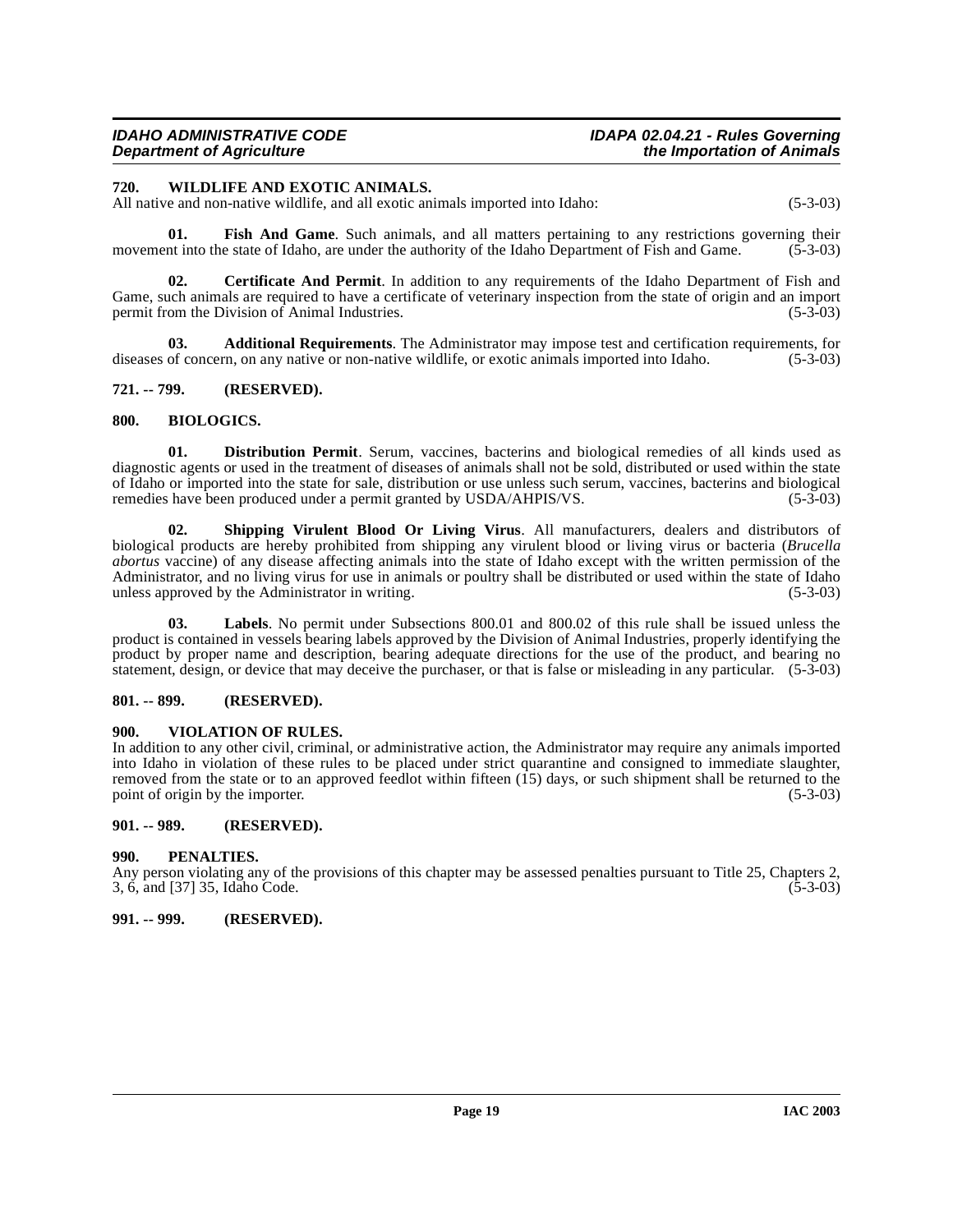**720. WILDLIFE AND EXOTIC ANIMALS.**
All native and non-native wildlife, and all exotic animals imported into Idaho: (5-3-03)

**01. Fish And Game**. Such animals, and all matters pertaining to any restrictions governing their movement into the state of Idaho, are under the authority of the Idaho Department of Fish and Game. (5-3-03)

**02. Certificate And Permit**. In addition to any requirements of the Idaho Department of Fish and Game, such animals are required to have a certificate of veterinary inspection from the state of origin and an import permit from the Division of Animal Industries. (5-3-03)

**03. Additional Requirements**. The Administrator may impose test and certification requirements, for diseases of concern, on any native or non-native wildlife, or exotic animals imported into Idaho. (5-3-03)

**721. -- 799. (RESERVED).**

**800. BIOLOGICS.**

**01. Distribution Permit**. Serum, vaccines, bacterins and biological remedies of all kinds used as diagnostic agents or used in the treatment of diseases of animals shall not be sold, distributed or used within the state of Idaho or imported into the state for sale, distribution or use unless such serum, vaccines, bacterins and biological remedies have been produced under a permit granted by USDA/AHPIS/VS. (5-3-03)

**02. Shipping Virulent Blood Or Living Virus**. All manufacturers, dealers and distributors of biological products are hereby prohibited from shipping any virulent blood or living virus or bacteria (*Brucella abortus* vaccine) of any disease affecting animals into the state of Idaho except with the written permission of the Administrator, and no living virus for use in animals or poultry shall be distributed or used within the state of Idaho unless approved by the Administrator in writing. (5-3-03)

**03. Labels**. No permit under Subsections 800.01 and 800.02 of this rule shall be issued unless the product is contained in vessels bearing labels approved by the Division of Animal Industries, properly identifying the product by proper name and description, bearing adequate directions for the use of the product, and bearing no statement, design, or device that may deceive the purchaser, or that is false or misleading in any particular. (5-3-03)

**801. -- 899. (RESERVED).**

**900. VIOLATION OF RULES.**
In addition to any other civil, criminal, or administrative action, the Administrator may require any animals imported into Idaho in violation of these rules to be placed under strict quarantine and consigned to immediate slaughter, removed from the state or to an approved feedlot within fifteen (15) days, or such shipment shall be returned to the point of origin by the importer. (5-3-03)

**901. -- 989. (RESERVED).**

**990. PENALTIES.**
Any person violating any of the provisions of this chapter may be assessed penalties pursuant to Title 25, Chapters 2, 3, 6, and [37] 35, Idaho Code. (5-3-03)

**991. -- 999. (RESERVED).**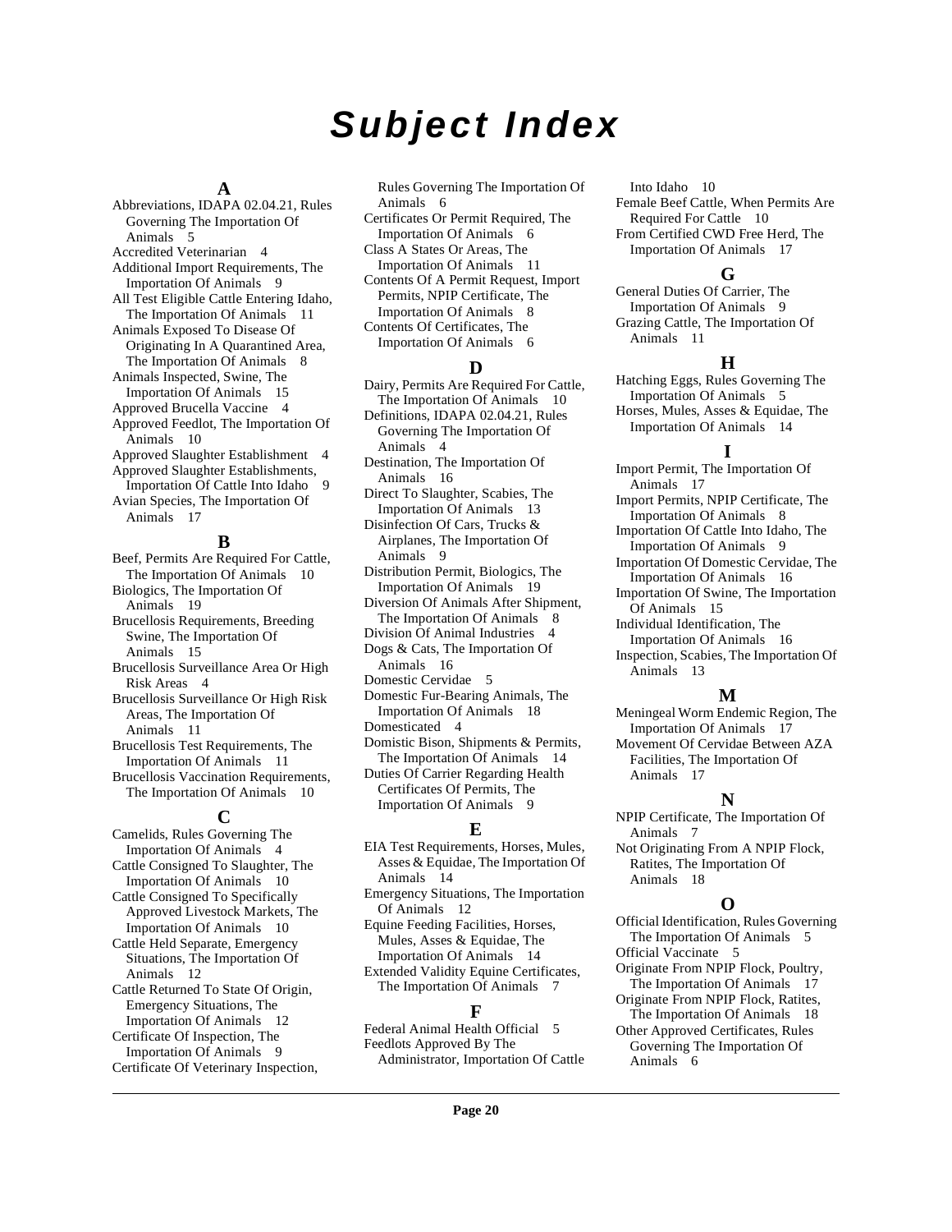# Subject Index

## A

Abbreviations, IDAPA 02.04.21, Rules Governing The Importation Of Animals 5
Accredited Veterinarian 4
Additional Import Requirements, The Importation Of Animals 9
All Test Eligible Cattle Entering Idaho, The Importation Of Animals 11
Animals Exposed To Disease Of Originating In A Quarantined Area, The Importation Of Animals 8
Animals Inspected, Swine, The Importation Of Animals 15
Approved Brucella Vaccine 4
Approved Feedlot, The Importation Of Animals 10
Approved Slaughter Establishment 4
Approved Slaughter Establishments, Importation Of Cattle Into Idaho 9
Avian Species, The Importation Of Animals 17

## B

Beef, Permits Are Required For Cattle, The Importation Of Animals 10
Biologics, The Importation Of Animals 19
Brucellosis Requirements, Breeding Swine, The Importation Of Animals 15
Brucellosis Surveillance Area Or High Risk Areas 4
Brucellosis Surveillance Or High Risk Areas, The Importation Of Animals 11
Brucellosis Test Requirements, The Importation Of Animals 11
Brucellosis Vaccination Requirements, The Importation Of Animals 10

## C

Camelids, Rules Governing The Importation Of Animals 4
Cattle Consigned To Slaughter, The Importation Of Animals 10
Cattle Consigned To Specifically Approved Livestock Markets, The Importation Of Animals 10
Cattle Held Separate, Emergency Situations, The Importation Of Animals 12
Cattle Returned To State Of Origin, Emergency Situations, The Importation Of Animals 12
Certificate Of Inspection, The Importation Of Animals 9
Certificate Of Veterinary Inspection, Rules Governing The Importation Of Animals 6
Certificates Or Permit Required, The Importation Of Animals 6
Class A States Or Areas, The Importation Of Animals 11
Contents Of A Permit Request, Import Permits, NPIP Certificate, The Importation Of Animals 8
Contents Of Certificates, The Importation Of Animals 6

## D

Dairy, Permits Are Required For Cattle, The Importation Of Animals 10
Definitions, IDAPA 02.04.21, Rules Governing The Importation Of Animals 4
Destination, The Importation Of Animals 16
Direct To Slaughter, Scabies, The Importation Of Animals 13
Disinfection Of Cars, Trucks & Airplanes, The Importation Of Animals 9
Distribution Permit, Biologics, The Importation Of Animals 19
Diversion Of Animals After Shipment, The Importation Of Animals 8
Division Of Animal Industries 4
Dogs & Cats, The Importation Of Animals 16
Domestic Cervidae 5
Domestic Fur-Bearing Animals, The Importation Of Animals 18
Domesticated 4
Domistic Bison, Shipments & Permits, The Importation Of Animals 14
Duties Of Carrier Regarding Health Certificates Of Permits, The Importation Of Animals 9

## E

EIA Test Requirements, Horses, Mules, Asses & Equidae, The Importation Of Animals 14
Emergency Situations, The Importation Of Animals 12
Equine Feeding Facilities, Horses, Mules, Asses & Equidae, The Importation Of Animals 14
Extended Validity Equine Certificates, The Importation Of Animals 7

## F

Federal Animal Health Official 5
Feedlots Approved By The Administrator, Importation Of Cattle Into Idaho 10
Female Beef Cattle, When Permits Are Required For Cattle 10
From Certified CWD Free Herd, The Importation Of Animals 17

## G

General Duties Of Carrier, The Importation Of Animals 9
Grazing Cattle, The Importation Of Animals 11

## H

Hatching Eggs, Rules Governing The Importation Of Animals 5
Horses, Mules, Asses & Equidae, The Importation Of Animals 14

## I

Import Permit, The Importation Of Animals 17
Import Permits, NPIP Certificate, The Importation Of Animals 8
Importation Of Cattle Into Idaho, The Importation Of Animals 9
Importation Of Domestic Cervidae, The Importation Of Animals 16
Importation Of Swine, The Importation Of Animals 15
Individual Identification, The Importation Of Animals 16
Inspection, Scabies, The Importation Of Animals 13

## M

Meningeal Worm Endemic Region, The Importation Of Animals 17
Movement Of Cervidae Between AZA Facilities, The Importation Of Animals 17

## N

NPIP Certificate, The Importation Of Animals 7
Not Originating From A NPIP Flock, Ratites, The Importation Of Animals 18

## O

Official Identification, Rules Governing The Importation Of Animals 5
Official Vaccinate 5
Originate From NPIP Flock, Poultry, The Importation Of Animals 17
Originate From NPIP Flock, Ratites, The Importation Of Animals 18
Other Approved Certificates, Rules Governing The Importation Of Animals 6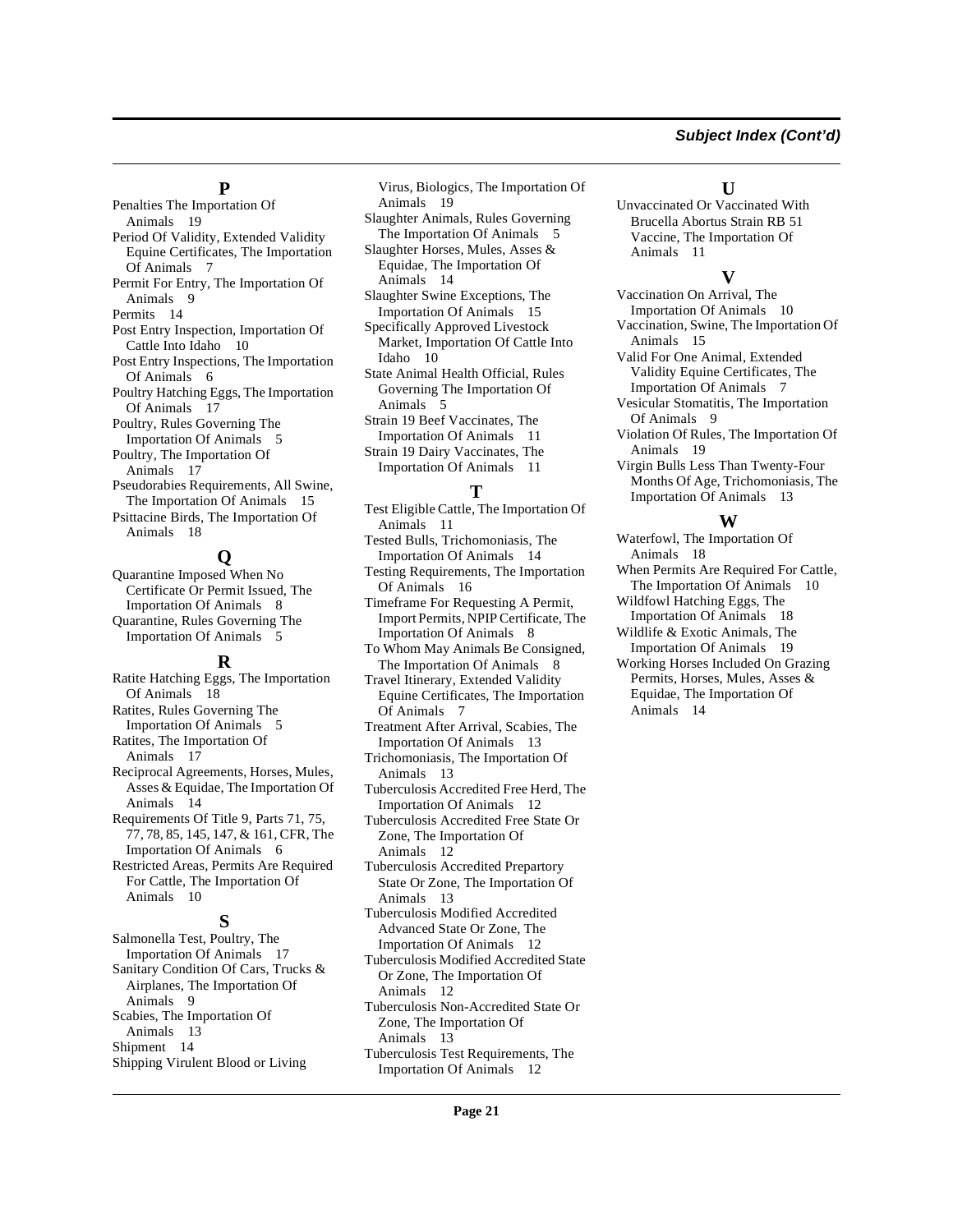## P

Penalties The Importation Of Animals 19
Period Of Validity, Extended Validity Equine Certificates, The Importation Of Animals 7
Permit For Entry, The Importation Of Animals 9
Permits 14
Post Entry Inspection, Importation Of Cattle Into Idaho 10
Post Entry Inspections, The Importation Of Animals 6
Poultry Hatching Eggs, The Importation Of Animals 17
Poultry, Rules Governing The Importation Of Animals 5
Poultry, The Importation Of Animals 17
Pseudorabies Requirements, All Swine, The Importation Of Animals 15
Psittacine Birds, The Importation Of Animals 18

## Q

Quarantine Imposed When No Certificate Or Permit Issued, The Importation Of Animals 8
Quarantine, Rules Governing The Importation Of Animals 5

## R

Ratite Hatching Eggs, The Importation Of Animals 18
Ratites, Rules Governing The Importation Of Animals 5
Ratites, The Importation Of Animals 17
Reciprocal Agreements, Horses, Mules, Asses & Equidae, The Importation Of Animals 14
Requirements Of Title 9, Parts 71, 75, 77, 78, 85, 145, 147, & 161, CFR, The Importation Of Animals 6
Restricted Areas, Permits Are Required For Cattle, The Importation Of Animals 10

## S

Salmonella Test, Poultry, The Importation Of Animals 17
Sanitary Condition Of Cars, Trucks & Airplanes, The Importation Of Animals 9
Scabies, The Importation Of Animals 13
Shipment 14
Shipping Virulent Blood or Living Virus, Biologics, The Importation Of Animals 19
Slaughter Animals, Rules Governing The Importation Of Animals 5
Slaughter Horses, Mules, Asses & Equidae, The Importation Of Animals 14
Slaughter Swine Exceptions, The Importation Of Animals 15
Specifically Approved Livestock Market, Importation Of Cattle Into Idaho 10
State Animal Health Official, Rules Governing The Importation Of Animals 5
Strain 19 Beef Vaccinates, The Importation Of Animals 11
Strain 19 Dairy Vaccinates, The Importation Of Animals 11

## T

Test Eligible Cattle, The Importation Of Animals 11
Tested Bulls, Trichomoniasis, The Importation Of Animals 14
Testing Requirements, The Importation Of Animals 16
Timeframe For Requesting A Permit, Import Permits, NPIP Certificate, The Importation Of Animals 8
To Whom May Animals Be Consigned, The Importation Of Animals 8
Travel Itinerary, Extended Validity Equine Certificates, The Importation Of Animals 7
Treatment After Arrival, Scabies, The Importation Of Animals 13
Trichomoniasis, The Importation Of Animals 13
Tuberculosis Accredited Free Herd, The Importation Of Animals 12
Tuberculosis Accredited Free State Or Zone, The Importation Of Animals 12
Tuberculosis Accredited Prepartory State Or Zone, The Importation Of Animals 13
Tuberculosis Modified Accredited Advanced State Or Zone, The Importation Of Animals 12
Tuberculosis Modified Accredited State Or Zone, The Importation Of Animals 12
Tuberculosis Non-Accredited State Or Zone, The Importation Of Animals 13
Tuberculosis Test Requirements, The Importation Of Animals 12

## U

Unvaccinated Or Vaccinated With Brucella Abortus Strain RB 51 Vaccine, The Importation Of Animals 11

## V

Vaccination On Arrival, The Importation Of Animals 10
Vaccination, Swine, The Importation Of Animals 15
Valid For One Animal, Extended Validity Equine Certificates, The Importation Of Animals 7
Vesicular Stomatitis, The Importation Of Animals 9
Violation Of Rules, The Importation Of Animals 19
Virgin Bulls Less Than Twenty-Four Months Of Age, Trichomoniasis, The Importation Of Animals 13

## W

Waterfowl, The Importation Of Animals 18
When Permits Are Required For Cattle, The Importation Of Animals 10
Wildfowl Hatching Eggs, The Importation Of Animals 18
Wildlife & Exotic Animals, The Importation Of Animals 19
Working Horses Included On Grazing Permits, Horses, Mules, Asses & Equidae, The Importation Of Animals 14